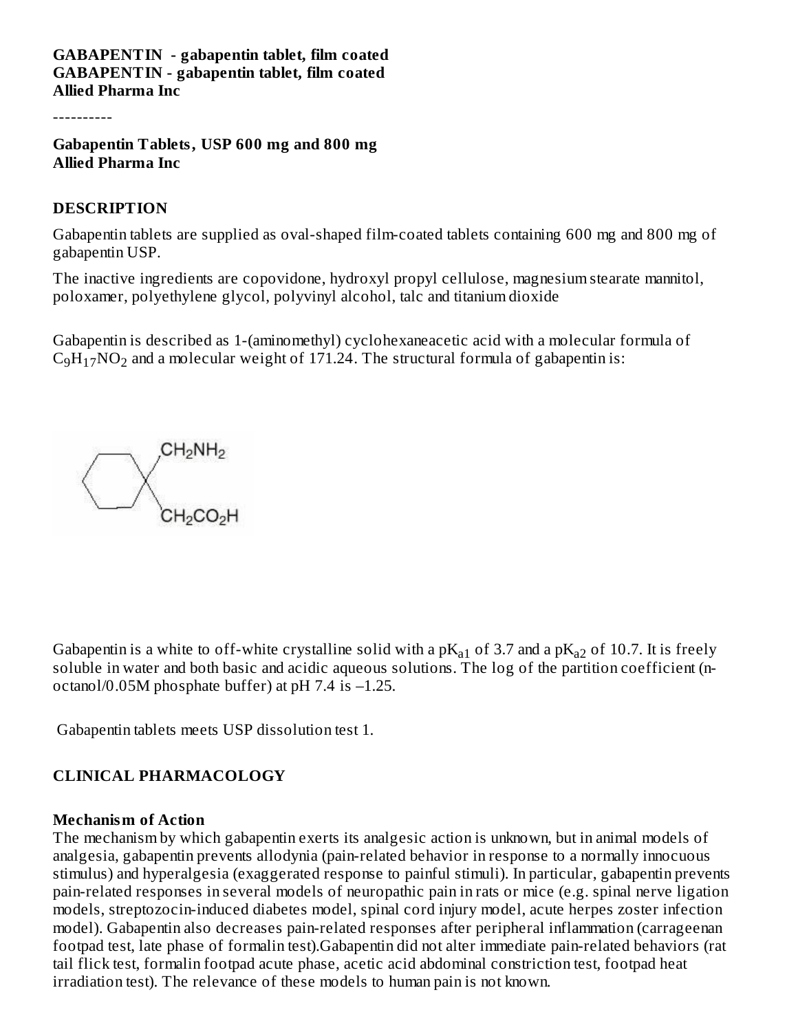**GABAPENTIN - gabapentin tablet, film coated**
**GABAPENTIN - gabapentin tablet, film coated**
**Allied Pharma Inc**

----------

**Gabapentin Tablets, USP 600 mg and 800 mg**
**Allied Pharma Inc**

## DESCRIPTION

Gabapentin tablets are supplied as oval-shaped film-coated tablets containing 600 mg and 800 mg of gabapentin USP.

The inactive ingredients are copovidone, hydroxyl propyl cellulose, magnesium stearate mannitol, poloxamer, polyethylene glycol, polyvinyl alcohol, talc and titanium dioxide

Gabapentin is described as 1-(aminomethyl) cyclohexaneacetic acid with a molecular formula of $C_9H_{17}NO_2$ and a molecular weight of 171.24. The structural formula of gabapentin is:

Gabapentin is a white to off-white crystalline solid with a $pK_{a1}$ of 3.7 and a $pK_{a2}$ of 10.7. It is freely soluble in water and both basic and acidic aqueous solutions. The log of the partition coefficient (n-octanol/0.05M phosphate buffer) at pH 7.4 is –1.25.

Gabapentin tablets meets USP dissolution test 1.

## CLINICAL PHARMACOLOGY

### Mechanism of Action

The mechanism by which gabapentin exerts its analgesic action is unknown, but in animal models of analgesia, gabapentin prevents allodynia (pain-related behavior in response to a normally innocuous stimulus) and hyperalgesia (exaggerated response to painful stimuli). In particular, gabapentin prevents pain-related responses in several models of neuropathic pain in rats or mice (e.g. spinal nerve ligation models, streptozocin-induced diabetes model, spinal cord injury model, acute herpes zoster infection model). Gabapentin also decreases pain-related responses after peripheral inflammation (carrageenan footpad test, late phase of formalin test).Gabapentin did not alter immediate pain-related behaviors (rat tail flick test, formalin footpad acute phase, acetic acid abdominal constriction test, footpad heat irradiation test). The relevance of these models to human pain is not known.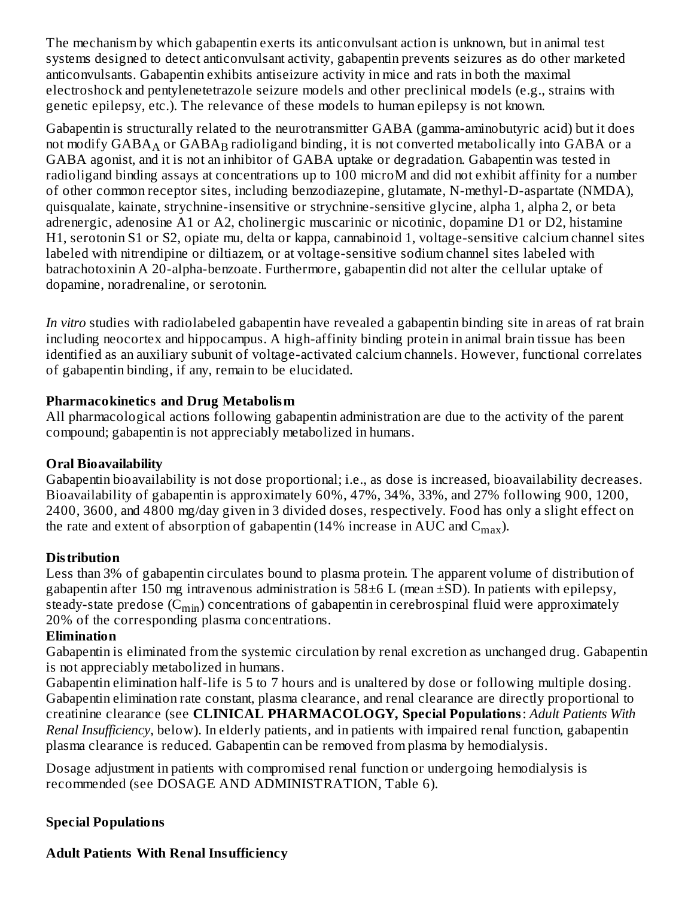The mechanism by which gabapentin exerts its anticonvulsant action is unknown, but in animal test systems designed to detect anticonvulsant activity, gabapentin prevents seizures as do other marketed anticonvulsants. Gabapentin exhibits antiseizure activity in mice and rats in both the maximal electroshock and pentylenetetrazole seizure models and other preclinical models (e.g., strains with genetic epilepsy, etc.). The relevance of these models to human epilepsy is not known.

Gabapentin is structurally related to the neurotransmitter GABA (gamma-aminobutyric acid) but it does not modify $GABA_A$ or $GABA_B$ radioligand binding, it is not converted metabolically into GABA or a GABA agonist, and it is not an inhibitor of GABA uptake or degradation. Gabapentin was tested in radioligand binding assays at concentrations up to 100 microM and did not exhibit affinity for a number of other common receptor sites, including benzodiazepine, glutamate, N-methyl-D-aspartate (NMDA), quisqualate, kainate, strychnine-insensitive or strychnine-sensitive glycine, alpha 1, alpha 2, or beta adrenergic, adenosine A1 or A2, cholinergic muscarinic or nicotinic, dopamine D1 or D2, histamine H1, serotonin S1 or S2, opiate mu, delta or kappa, cannabinoid 1, voltage-sensitive calcium channel sites labeled with nitrendipine or diltiazem, or at voltage-sensitive sodium channel sites labeled with batrachotoxinin A 20-alpha-benzoate. Furthermore, gabapentin did not alter the cellular uptake of dopamine, noradrenaline, or serotonin.

*In vitro* studies with radiolabeled gabapentin have revealed a gabapentin binding site in areas of rat brain including neocortex and hippocampus. A high-affinity binding protein in animal brain tissue has been identified as an auxiliary subunit of voltage-activated calcium channels. However, functional correlates of gabapentin binding, if any, remain to be elucidated.

**Pharmacokinetics and Drug Metabolism**

All pharmacological actions following gabapentin administration are due to the activity of the parent compound; gabapentin is not appreciably metabolized in humans.

**Oral Bioavailability**

Gabapentin bioavailability is not dose proportional; i.e., as dose is increased, bioavailability decreases. Bioavailability of gabapentin is approximately 60%, 47%, 34%, 33%, and 27% following 900, 1200, 2400, 3600, and 4800 mg/day given in 3 divided doses, respectively. Food has only a slight effect on the rate and extent of absorption of gabapentin (14% increase in AUC and $C_{max}$).

**Distribution**

Less than 3% of gabapentin circulates bound to plasma protein. The apparent volume of distribution of gabapentin after 150 mg intravenous administration is 58±6 L (mean ±SD). In patients with epilepsy, steady-state predose ($C_{min}$) concentrations of gabapentin in cerebrospinal fluid were approximately 20% of the corresponding plasma concentrations.

**Elimination**

Gabapentin is eliminated from the systemic circulation by renal excretion as unchanged drug. Gabapentin is not appreciably metabolized in humans.

Gabapentin elimination half-life is 5 to 7 hours and is unaltered by dose or following multiple dosing. Gabapentin elimination rate constant, plasma clearance, and renal clearance are directly proportional to creatinine clearance (see **CLINICAL PHARMACOLOGY, Special Populations**: *Adult Patients With Renal Insufficiency*, below). In elderly patients, and in patients with impaired renal function, gabapentin plasma clearance is reduced. Gabapentin can be removed from plasma by hemodialysis.

Dosage adjustment in patients with compromised renal function or undergoing hemodialysis is recommended (see DOSAGE AND ADMINISTRATION, Table 6).

**Special Populations**

**Adult Patients With Renal Insufficiency**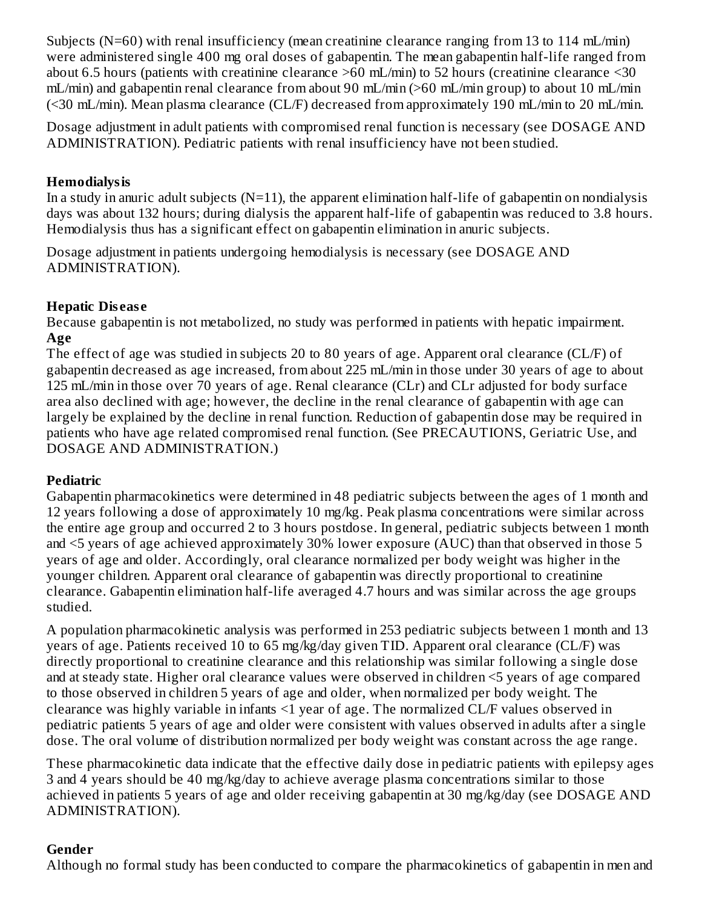Subjects (N=60) with renal insufficiency (mean creatinine clearance ranging from 13 to 114 mL/min) were administered single 400 mg oral doses of gabapentin. The mean gabapentin half-life ranged from about 6.5 hours (patients with creatinine clearance >60 mL/min) to 52 hours (creatinine clearance <30 mL/min) and gabapentin renal clearance from about 90 mL/min (>60 mL/min group) to about 10 mL/min (<30 mL/min). Mean plasma clearance (CL/F) decreased from approximately 190 mL/min to 20 mL/min.

Dosage adjustment in adult patients with compromised renal function is necessary (see DOSAGE AND ADMINISTRATION). Pediatric patients with renal insufficiency have not been studied.

**Hemodialysis**

In a study in anuric adult subjects (N=11), the apparent elimination half-life of gabapentin on nondialysis days was about 132 hours; during dialysis the apparent half-life of gabapentin was reduced to 3.8 hours. Hemodialysis thus has a significant effect on gabapentin elimination in anuric subjects.

Dosage adjustment in patients undergoing hemodialysis is necessary (see DOSAGE AND ADMINISTRATION).

**Hepatic Disease**

Because gabapentin is not metabolized, no study was performed in patients with hepatic impairment.

**Age**

The effect of age was studied in subjects 20 to 80 years of age. Apparent oral clearance (CL/F) of gabapentin decreased as age increased, from about 225 mL/min in those under 30 years of age to about 125 mL/min in those over 70 years of age. Renal clearance (CLr) and CLr adjusted for body surface area also declined with age; however, the decline in the renal clearance of gabapentin with age can largely be explained by the decline in renal function. Reduction of gabapentin dose may be required in patients who have age related compromised renal function. (See PRECAUTIONS, Geriatric Use, and DOSAGE AND ADMINISTRATION.)

**Pediatric**

Gabapentin pharmacokinetics were determined in 48 pediatric subjects between the ages of 1 month and 12 years following a dose of approximately 10 mg/kg. Peak plasma concentrations were similar across the entire age group and occurred 2 to 3 hours postdose. In general, pediatric subjects between 1 month and <5 years of age achieved approximately 30% lower exposure (AUC) than that observed in those 5 years of age and older. Accordingly, oral clearance normalized per body weight was higher in the younger children. Apparent oral clearance of gabapentin was directly proportional to creatinine clearance. Gabapentin elimination half-life averaged 4.7 hours and was similar across the age groups studied.

A population pharmacokinetic analysis was performed in 253 pediatric subjects between 1 month and 13 years of age. Patients received 10 to 65 mg/kg/day given TID. Apparent oral clearance (CL/F) was directly proportional to creatinine clearance and this relationship was similar following a single dose and at steady state. Higher oral clearance values were observed in children <5 years of age compared to those observed in children 5 years of age and older, when normalized per body weight. The clearance was highly variable in infants <1 year of age. The normalized CL/F values observed in pediatric patients 5 years of age and older were consistent with values observed in adults after a single dose. The oral volume of distribution normalized per body weight was constant across the age range.

These pharmacokinetic data indicate that the effective daily dose in pediatric patients with epilepsy ages 3 and 4 years should be 40 mg/kg/day to achieve average plasma concentrations similar to those achieved in patients 5 years of age and older receiving gabapentin at 30 mg/kg/day (see DOSAGE AND ADMINISTRATION).

**Gender**

Although no formal study has been conducted to compare the pharmacokinetics of gabapentin in men and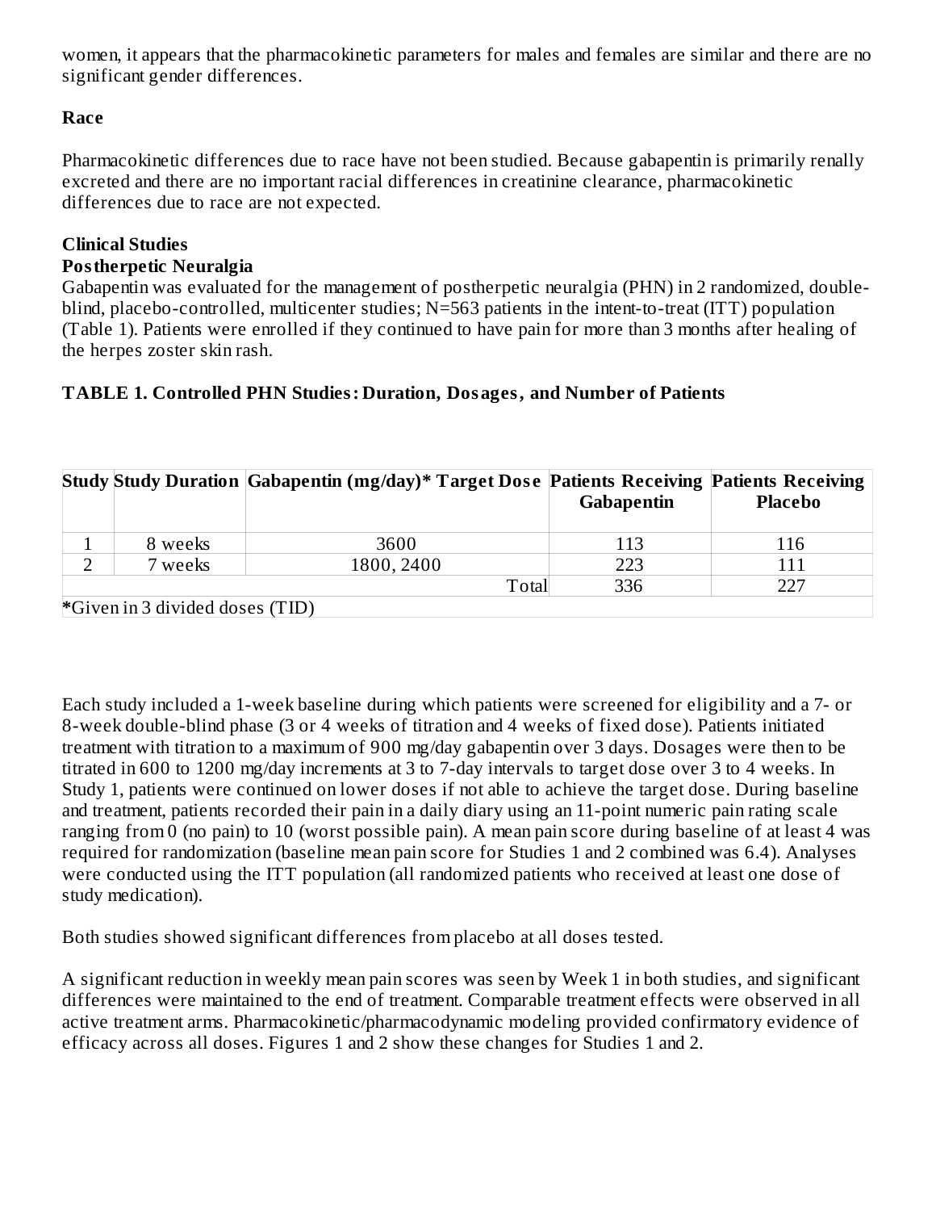women, it appears that the pharmacokinetic parameters for males and females are similar and there are no significant gender differences.

**Race**

Pharmacokinetic differences due to race have not been studied. Because gabapentin is primarily renally excreted and there are no important racial differences in creatinine clearance, pharmacokinetic differences due to race are not expected.

**Clinical Studies**

**Postherpetic Neuralgia**

Gabapentin was evaluated for the management of postherpetic neuralgia (PHN) in 2 randomized, double-blind, placebo-controlled, multicenter studies; N=563 patients in the intent-to-treat (ITT) population (Table 1). Patients were enrolled if they continued to have pain for more than 3 months after healing of the herpes zoster skin rash.

**TABLE 1. Controlled PHN Studies: Duration, Dosages, and Number of Patients**

| Study | Study Duration | Gabapentin (mg/day)* Target Dose | Patients Receiving Gabapentin | Patients Receiving Placebo |
|---|---|---|---|---|
| 1 | 8 weeks | 3600 | 113 | 116 |
| 2 | 7 weeks | 1800, 2400 | 223 | 111 |
| | | Total | 336 | 227 |

*Given in 3 divided doses (TID)

Each study included a 1-week baseline during which patients were screened for eligibility and a 7- or 8-week double-blind phase (3 or 4 weeks of titration and 4 weeks of fixed dose). Patients initiated treatment with titration to a maximum of 900 mg/day gabapentin over 3 days. Dosages were then to be titrated in 600 to 1200 mg/day increments at 3 to 7-day intervals to target dose over 3 to 4 weeks. In Study 1, patients were continued on lower doses if not able to achieve the target dose. During baseline and treatment, patients recorded their pain in a daily diary using an 11-point numeric pain rating scale ranging from 0 (no pain) to 10 (worst possible pain). A mean pain score during baseline of at least 4 was required for randomization (baseline mean pain score for Studies 1 and 2 combined was 6.4). Analyses were conducted using the ITT population (all randomized patients who received at least one dose of study medication).

Both studies showed significant differences from placebo at all doses tested.

A significant reduction in weekly mean pain scores was seen by Week 1 in both studies, and significant differences were maintained to the end of treatment. Comparable treatment effects were observed in all active treatment arms. Pharmacokinetic/pharmacodynamic modeling provided confirmatory evidence of efficacy across all doses. Figures 1 and 2 show these changes for Studies 1 and 2.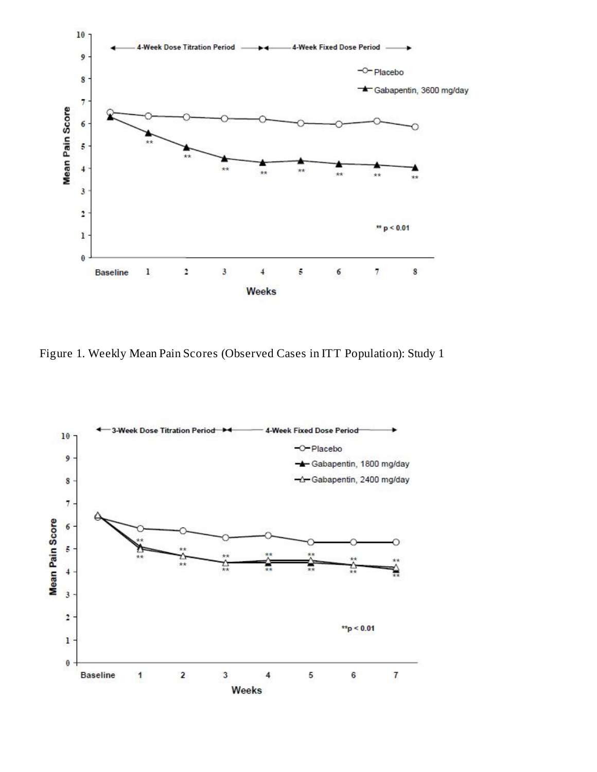Figure 1. Weekly Mean Pain Scores (Observed Cases in ITT Population): Study 1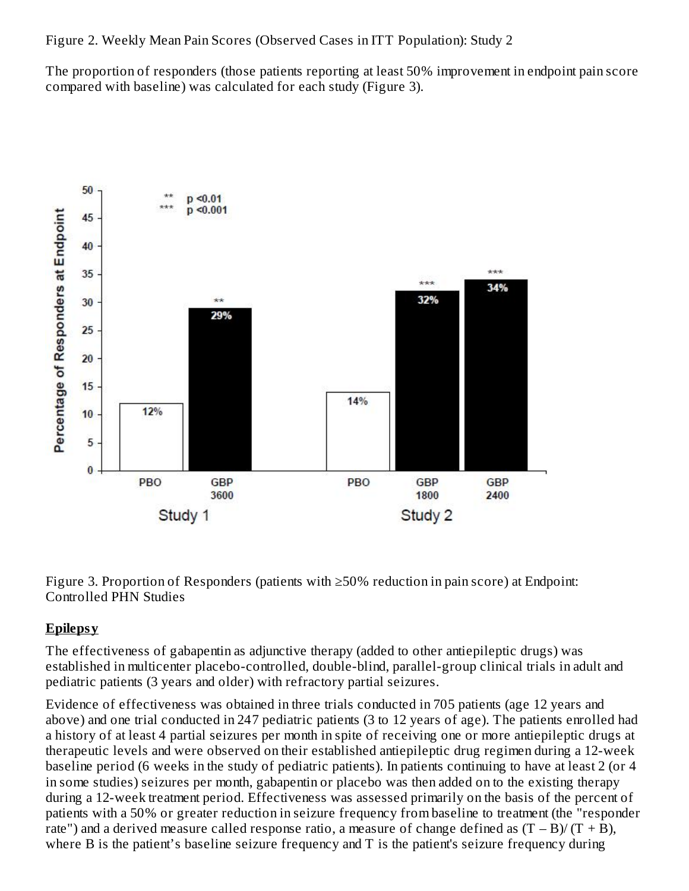Figure 2. Weekly Mean Pain Scores (Observed Cases in ITT Population): Study 2

The proportion of responders (those patients reporting at least 50% improvement in endpoint pain score compared with baseline) was calculated for each study (Figure 3).

Figure 3. Proportion of Responders (patients with ≥50% reduction in pain score) at Endpoint: Controlled PHN Studies

**Epilepsy**

The effectiveness of gabapentin as adjunctive therapy (added to other antiepileptic drugs) was established in multicenter placebo-controlled, double-blind, parallel-group clinical trials in adult and pediatric patients (3 years and older) with refractory partial seizures.

Evidence of effectiveness was obtained in three trials conducted in 705 patients (age 12 years and above) and one trial conducted in 247 pediatric patients (3 to 12 years of age). The patients enrolled had a history of at least 4 partial seizures per month in spite of receiving one or more antiepileptic drugs at therapeutic levels and were observed on their established antiepileptic drug regimen during a 12-week baseline period (6 weeks in the study of pediatric patients). In patients continuing to have at least 2 (or 4 in some studies) seizures per month, gabapentin or placebo was then added on to the existing therapy during a 12-week treatment period. Effectiveness was assessed primarily on the basis of the percent of patients with a 50% or greater reduction in seizure frequency from baseline to treatment (the "responder rate") and a derived measure called response ratio, a measure of change defined as $(T - B)/(T + B)$, where B is the patient's baseline seizure frequency and T is the patient's seizure frequency during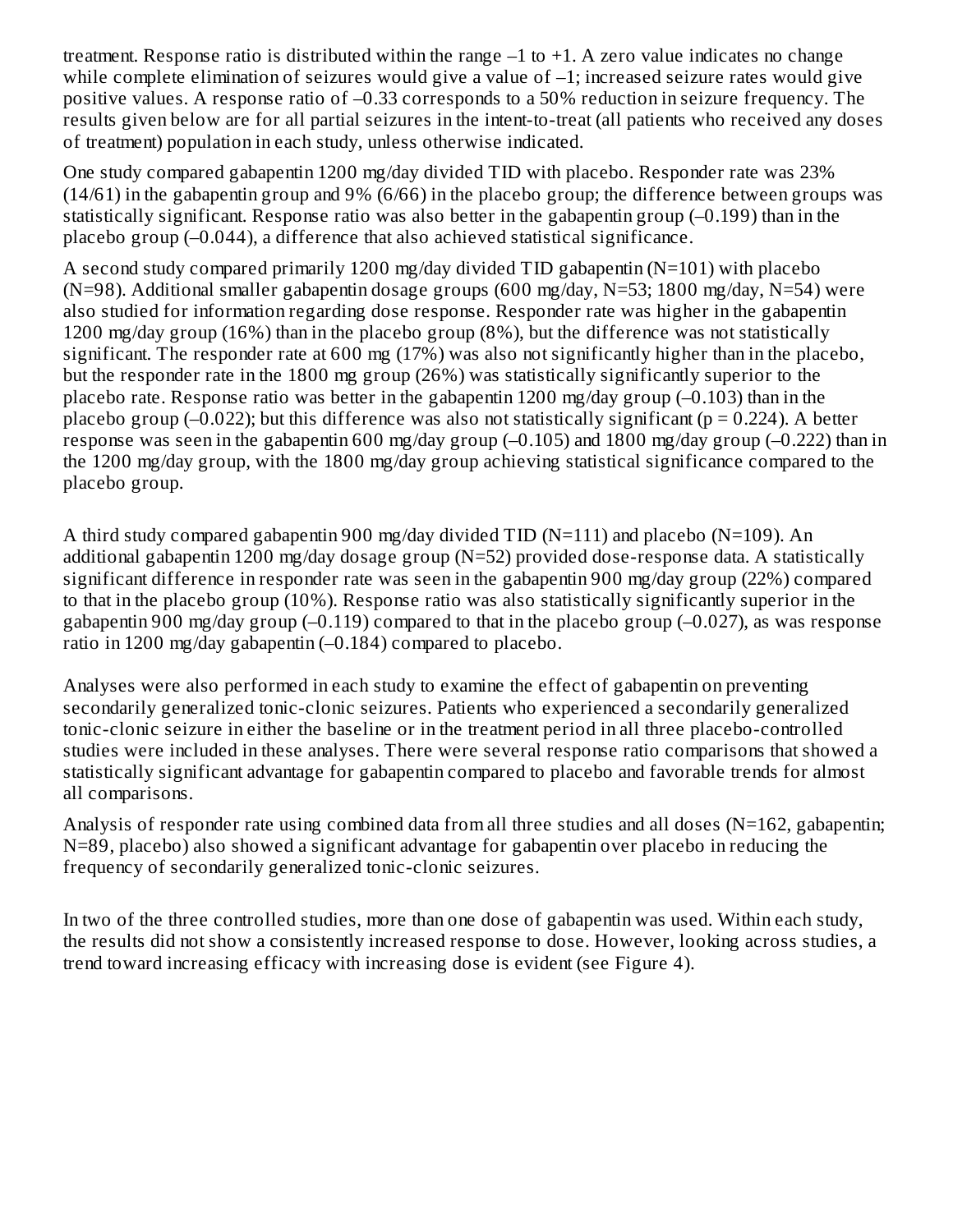treatment. Response ratio is distributed within the range –1 to +1. A zero value indicates no change while complete elimination of seizures would give a value of –1; increased seizure rates would give positive values. A response ratio of –0.33 corresponds to a 50% reduction in seizure frequency. The results given below are for all partial seizures in the intent-to-treat (all patients who received any doses of treatment) population in each study, unless otherwise indicated.

One study compared gabapentin 1200 mg/day divided TID with placebo. Responder rate was 23% (14/61) in the gabapentin group and 9% (6/66) in the placebo group; the difference between groups was statistically significant. Response ratio was also better in the gabapentin group (–0.199) than in the placebo group (–0.044), a difference that also achieved statistical significance.

A second study compared primarily 1200 mg/day divided TID gabapentin (N=101) with placebo (N=98). Additional smaller gabapentin dosage groups (600 mg/day, N=53; 1800 mg/day, N=54) were also studied for information regarding dose response. Responder rate was higher in the gabapentin 1200 mg/day group (16%) than in the placebo group (8%), but the difference was not statistically significant. The responder rate at 600 mg (17%) was also not significantly higher than in the placebo, but the responder rate in the 1800 mg group (26%) was statistically significantly superior to the placebo rate. Response ratio was better in the gabapentin 1200 mg/day group (–0.103) than in the placebo group (–0.022); but this difference was also not statistically significant ($p = 0.224$). A better response was seen in the gabapentin 600 mg/day group (–0.105) and 1800 mg/day group (–0.222) than in the 1200 mg/day group, with the 1800 mg/day group achieving statistical significance compared to the placebo group.

A third study compared gabapentin 900 mg/day divided TID (N=111) and placebo (N=109). An additional gabapentin 1200 mg/day dosage group (N=52) provided dose-response data. A statistically significant difference in responder rate was seen in the gabapentin 900 mg/day group (22%) compared to that in the placebo group (10%). Response ratio was also statistically significantly superior in the gabapentin 900 mg/day group (–0.119) compared to that in the placebo group (–0.027), as was response ratio in 1200 mg/day gabapentin (–0.184) compared to placebo.

Analyses were also performed in each study to examine the effect of gabapentin on preventing secondarily generalized tonic-clonic seizures. Patients who experienced a secondarily generalized tonic-clonic seizure in either the baseline or in the treatment period in all three placebo-controlled studies were included in these analyses. There were several response ratio comparisons that showed a statistically significant advantage for gabapentin compared to placebo and favorable trends for almost all comparisons.

Analysis of responder rate using combined data from all three studies and all doses (N=162, gabapentin; N=89, placebo) also showed a significant advantage for gabapentin over placebo in reducing the frequency of secondarily generalized tonic-clonic seizures.

In two of the three controlled studies, more than one dose of gabapentin was used. Within each study, the results did not show a consistently increased response to dose. However, looking across studies, a trend toward increasing efficacy with increasing dose is evident (see Figure 4).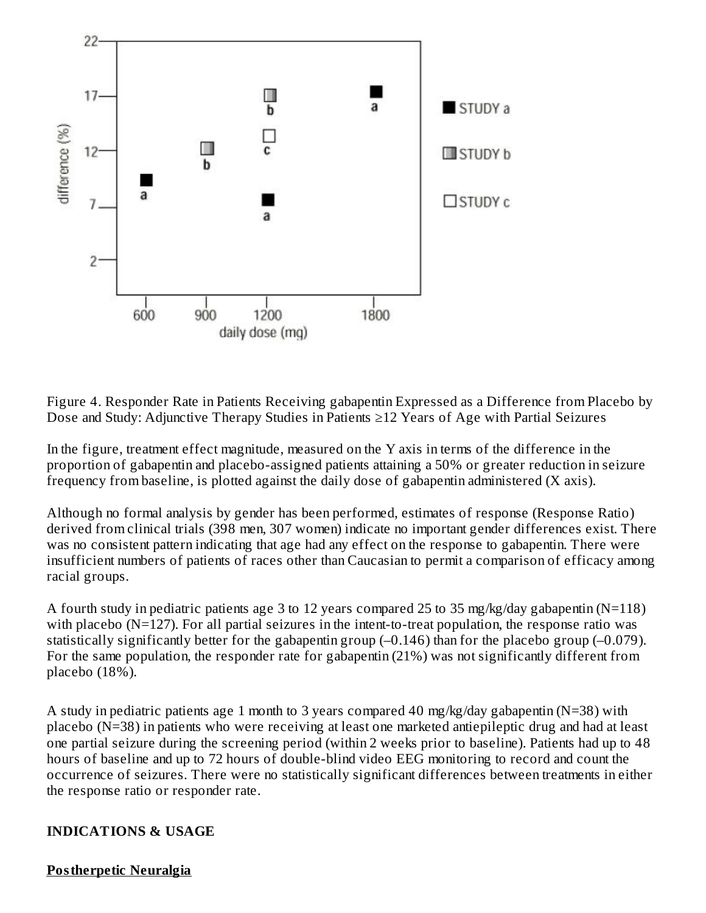Figure 4. Responder Rate in Patients Receiving gabapentin Expressed as a Difference from Placebo by Dose and Study: Adjunctive Therapy Studies in Patients ≥12 Years of Age with Partial Seizures

In the figure, treatment effect magnitude, measured on the Y axis in terms of the difference in the proportion of gabapentin and placebo-assigned patients attaining a 50% or greater reduction in seizure frequency from baseline, is plotted against the daily dose of gabapentin administered (X axis).

Although no formal analysis by gender has been performed, estimates of response (Response Ratio) derived from clinical trials (398 men, 307 women) indicate no important gender differences exist. There was no consistent pattern indicating that age had any effect on the response to gabapentin. There were insufficient numbers of patients of races other than Caucasian to permit a comparison of efficacy among racial groups.

A fourth study in pediatric patients age 3 to 12 years compared 25 to 35 mg/kg/day gabapentin (N=118) with placebo (N=127). For all partial seizures in the intent-to-treat population, the response ratio was statistically significantly better for the gabapentin group (–0.146) than for the placebo group (–0.079). For the same population, the responder rate for gabapentin (21%) was not significantly different from placebo (18%).

A study in pediatric patients age 1 month to 3 years compared 40 mg/kg/day gabapentin (N=38) with placebo (N=38) in patients who were receiving at least one marketed antiepileptic drug and had at least one partial seizure during the screening period (within 2 weeks prior to baseline). Patients had up to 48 hours of baseline and up to 72 hours of double-blind video EEG monitoring to record and count the occurrence of seizures. There were no statistically significant differences between treatments in either the response ratio or responder rate.

## INDICATIONS & USAGE

### Postherpetic Neuralgia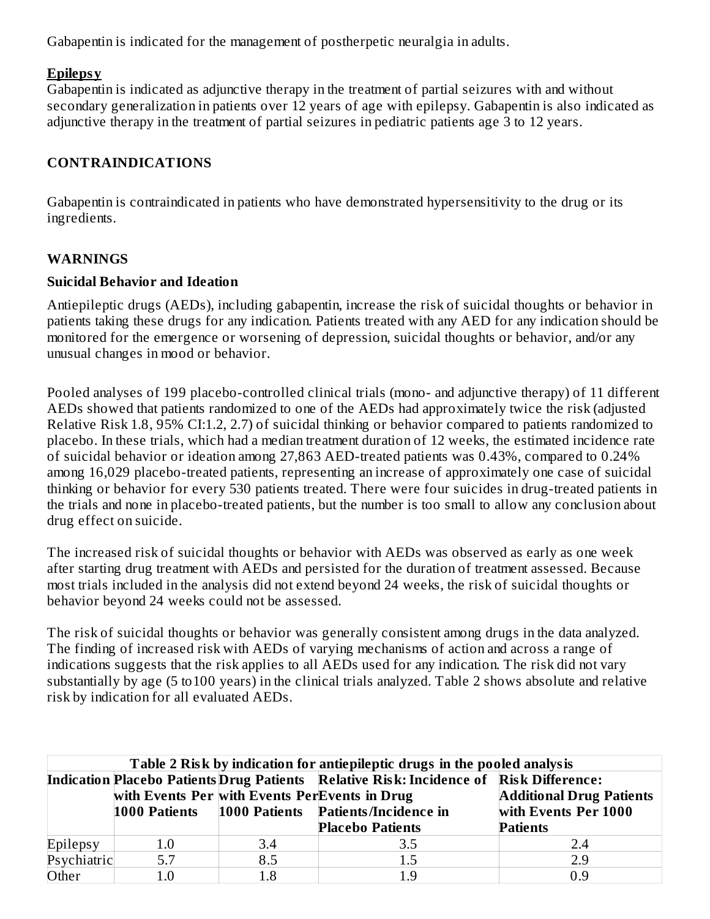Gabapentin is indicated for the management of postherpetic neuralgia in adults.

**Epilepsy**

Gabapentin is indicated as adjunctive therapy in the treatment of partial seizures with and without secondary generalization in patients over 12 years of age with epilepsy. Gabapentin is also indicated as adjunctive therapy in the treatment of partial seizures in pediatric patients age 3 to 12 years.

## CONTRAINDICATIONS

Gabapentin is contraindicated in patients who have demonstrated hypersensitivity to the drug or its ingredients.

## WARNINGS

### Suicidal Behavior and Ideation

Antiepileptic drugs (AEDs), including gabapentin, increase the risk of suicidal thoughts or behavior in patients taking these drugs for any indication. Patients treated with any AED for any indication should be monitored for the emergence or worsening of depression, suicidal thoughts or behavior, and/or any unusual changes in mood or behavior.

Pooled analyses of 199 placebo-controlled clinical trials (mono- and adjunctive therapy) of 11 different AEDs showed that patients randomized to one of the AEDs had approximately twice the risk (adjusted Relative Risk 1.8, 95% CI:1.2, 2.7) of suicidal thinking or behavior compared to patients randomized to placebo. In these trials, which had a median treatment duration of 12 weeks, the estimated incidence rate of suicidal behavior or ideation among 27,863 AED-treated patients was 0.43%, compared to 0.24% among 16,029 placebo-treated patients, representing an increase of approximately one case of suicidal thinking or behavior for every 530 patients treated. There were four suicides in drug-treated patients in the trials and none in placebo-treated patients, but the number is too small to allow any conclusion about drug effect on suicide.

The increased risk of suicidal thoughts or behavior with AEDs was observed as early as one week after starting drug treatment with AEDs and persisted for the duration of treatment assessed. Because most trials included in the analysis did not extend beyond 24 weeks, the risk of suicidal thoughts or behavior beyond 24 weeks could not be assessed.

The risk of suicidal thoughts or behavior was generally consistent among drugs in the data analyzed. The finding of increased risk with AEDs of varying mechanisms of action and across a range of indications suggests that the risk applies to all AEDs used for any indication. The risk did not vary substantially by age (5 to100 years) in the clinical trials analyzed. Table 2 shows absolute and relative risk by indication for all evaluated AEDs.

**Table 2 Risk by indication for antiepileptic drugs in the pooled analysis**

| Indication | Placebo Patients with Events Per 1000 Patients | Drug Patients with Events Per 1000 Patients | Relative Risk: Incidence of Events in Drug Patients/Incidence in Placebo Patients | Risk Difference: Additional Drug Patients with Events Per 1000 Patients |
|---|---|---|---|---|
| Epilepsy | 1.0 | 3.4 | 3.5 | 2.4 |
| Psychiatric | 5.7 | 8.5 | 1.5 | 2.9 |
| Other | 1.0 | 1.8 | 1.9 | 0.9 |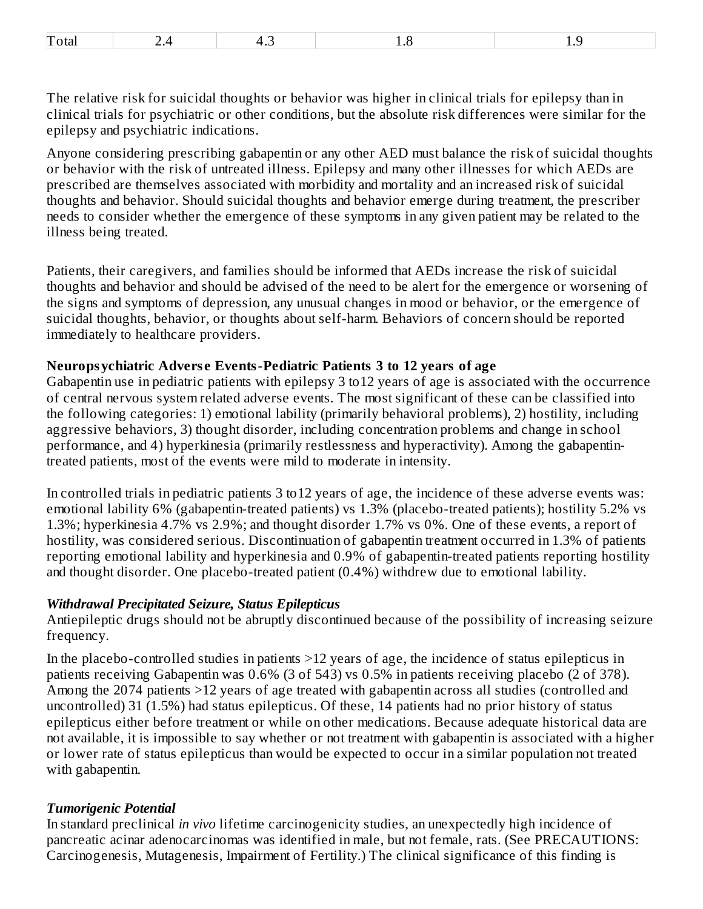| Total | 2.4 | 4.3 | 1.8 | 1.9 |
|---|---|---|---|---|

The relative risk for suicidal thoughts or behavior was higher in clinical trials for epilepsy than in clinical trials for psychiatric or other conditions, but the absolute risk differences were similar for the epilepsy and psychiatric indications.

Anyone considering prescribing gabapentin or any other AED must balance the risk of suicidal thoughts or behavior with the risk of untreated illness. Epilepsy and many other illnesses for which AEDs are prescribed are themselves associated with morbidity and mortality and an increased risk of suicidal thoughts and behavior. Should suicidal thoughts and behavior emerge during treatment, the prescriber needs to consider whether the emergence of these symptoms in any given patient may be related to the illness being treated.

Patients, their caregivers, and families should be informed that AEDs increase the risk of suicidal thoughts and behavior and should be advised of the need to be alert for the emergence or worsening of the signs and symptoms of depression, any unusual changes in mood or behavior, or the emergence of suicidal thoughts, behavior, or thoughts about self-harm. Behaviors of concern should be reported immediately to healthcare providers.

**Neuropsychiatric Adverse Events-Pediatric Patients 3 to 12 years of age**

Gabapentin use in pediatric patients with epilepsy 3 to12 years of age is associated with the occurrence of central nervous system related adverse events. The most significant of these can be classified into the following categories: 1) emotional lability (primarily behavioral problems), 2) hostility, including aggressive behaviors, 3) thought disorder, including concentration problems and change in school performance, and 4) hyperkinesia (primarily restlessness and hyperactivity). Among the gabapentin-treated patients, most of the events were mild to moderate in intensity.

In controlled trials in pediatric patients 3 to12 years of age, the incidence of these adverse events was: emotional lability 6% (gabapentin-treated patients) vs 1.3% (placebo-treated patients); hostility 5.2% vs 1.3%; hyperkinesia 4.7% vs 2.9%; and thought disorder 1.7% vs 0%. One of these events, a report of hostility, was considered serious. Discontinuation of gabapentin treatment occurred in 1.3% of patients reporting emotional lability and hyperkinesia and 0.9% of gabapentin-treated patients reporting hostility and thought disorder. One placebo-treated patient (0.4%) withdrew due to emotional lability.

***Withdrawal Precipitated Seizure, Status Epilepticus***

Antiepileptic drugs should not be abruptly discontinued because of the possibility of increasing seizure frequency.

In the placebo-controlled studies in patients >12 years of age, the incidence of status epilepticus in patients receiving Gabapentin was 0.6% (3 of 543) vs 0.5% in patients receiving placebo (2 of 378). Among the 2074 patients >12 years of age treated with gabapentin across all studies (controlled and uncontrolled) 31 (1.5%) had status epilepticus. Of these, 14 patients had no prior history of status epilepticus either before treatment or while on other medications. Because adequate historical data are not available, it is impossible to say whether or not treatment with gabapentin is associated with a higher or lower rate of status epilepticus than would be expected to occur in a similar population not treated with gabapentin.

***Tumorigenic Potential***

In standard preclinical *in vivo* lifetime carcinogenicity studies, an unexpectedly high incidence of pancreatic acinar adenocarcinomas was identified in male, but not female, rats. (See PRECAUTIONS: Carcinogenesis, Mutagenesis, Impairment of Fertility.) The clinical significance of this finding is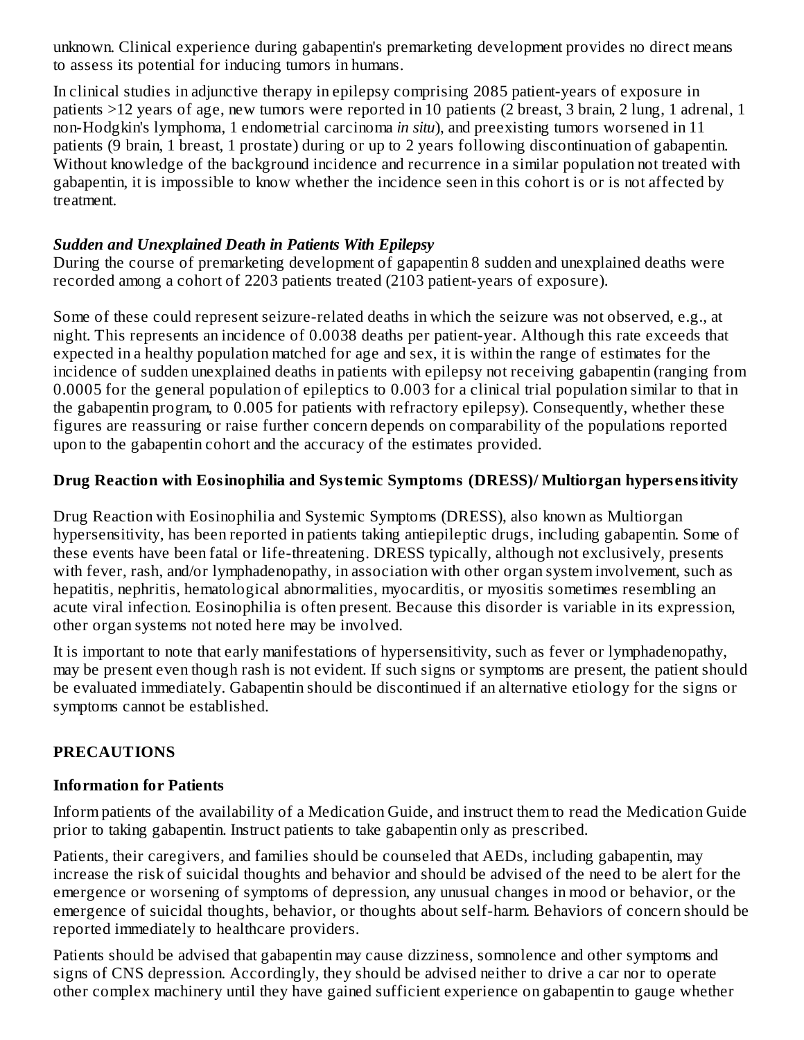unknown. Clinical experience during gabapentin's premarketing development provides no direct means to assess its potential for inducing tumors in humans.

In clinical studies in adjunctive therapy in epilepsy comprising 2085 patient-years of exposure in patients >12 years of age, new tumors were reported in 10 patients (2 breast, 3 brain, 2 lung, 1 adrenal, 1 non-Hodgkin's lymphoma, 1 endometrial carcinoma *in situ*), and preexisting tumors worsened in 11 patients (9 brain, 1 breast, 1 prostate) during or up to 2 years following discontinuation of gabapentin. Without knowledge of the background incidence and recurrence in a similar population not treated with gabapentin, it is impossible to know whether the incidence seen in this cohort is or is not affected by treatment.

***Sudden and Unexplained Death in Patients With Epilepsy***

During the course of premarketing development of gapapentin 8 sudden and unexplained deaths were recorded among a cohort of 2203 patients treated (2103 patient-years of exposure).

Some of these could represent seizure-related deaths in which the seizure was not observed, e.g., at night. This represents an incidence of 0.0038 deaths per patient-year. Although this rate exceeds that expected in a healthy population matched for age and sex, it is within the range of estimates for the incidence of sudden unexplained deaths in patients with epilepsy not receiving gabapentin (ranging from 0.0005 for the general population of epileptics to 0.003 for a clinical trial population similar to that in the gabapentin program, to 0.005 for patients with refractory epilepsy). Consequently, whether these figures are reassuring or raise further concern depends on comparability of the populations reported upon to the gabapentin cohort and the accuracy of the estimates provided.

**Drug Reaction with Eosinophilia and Systemic Symptoms (DRESS)/ Multiorgan hypersensitivity**

Drug Reaction with Eosinophilia and Systemic Symptoms (DRESS), also known as Multiorgan hypersensitivity, has been reported in patients taking antiepileptic drugs, including gabapentin. Some of these events have been fatal or life-threatening. DRESS typically, although not exclusively, presents with fever, rash, and/or lymphadenopathy, in association with other organ system involvement, such as hepatitis, nephritis, hematological abnormalities, myocarditis, or myositis sometimes resembling an acute viral infection. Eosinophilia is often present. Because this disorder is variable in its expression, other organ systems not noted here may be involved.

It is important to note that early manifestations of hypersensitivity, such as fever or lymphadenopathy, may be present even though rash is not evident. If such signs or symptoms are present, the patient should be evaluated immediately. Gabapentin should be discontinued if an alternative etiology for the signs or symptoms cannot be established.

## PRECAUTIONS

### Information for Patients

Inform patients of the availability of a Medication Guide, and instruct them to read the Medication Guide prior to taking gabapentin. Instruct patients to take gabapentin only as prescribed.

Patients, their caregivers, and families should be counseled that AEDs, including gabapentin, may increase the risk of suicidal thoughts and behavior and should be advised of the need to be alert for the emergence or worsening of symptoms of depression, any unusual changes in mood or behavior, or the emergence of suicidal thoughts, behavior, or thoughts about self-harm. Behaviors of concern should be reported immediately to healthcare providers.

Patients should be advised that gabapentin may cause dizziness, somnolence and other symptoms and signs of CNS depression. Accordingly, they should be advised neither to drive a car nor to operate other complex machinery until they have gained sufficient experience on gabapentin to gauge whether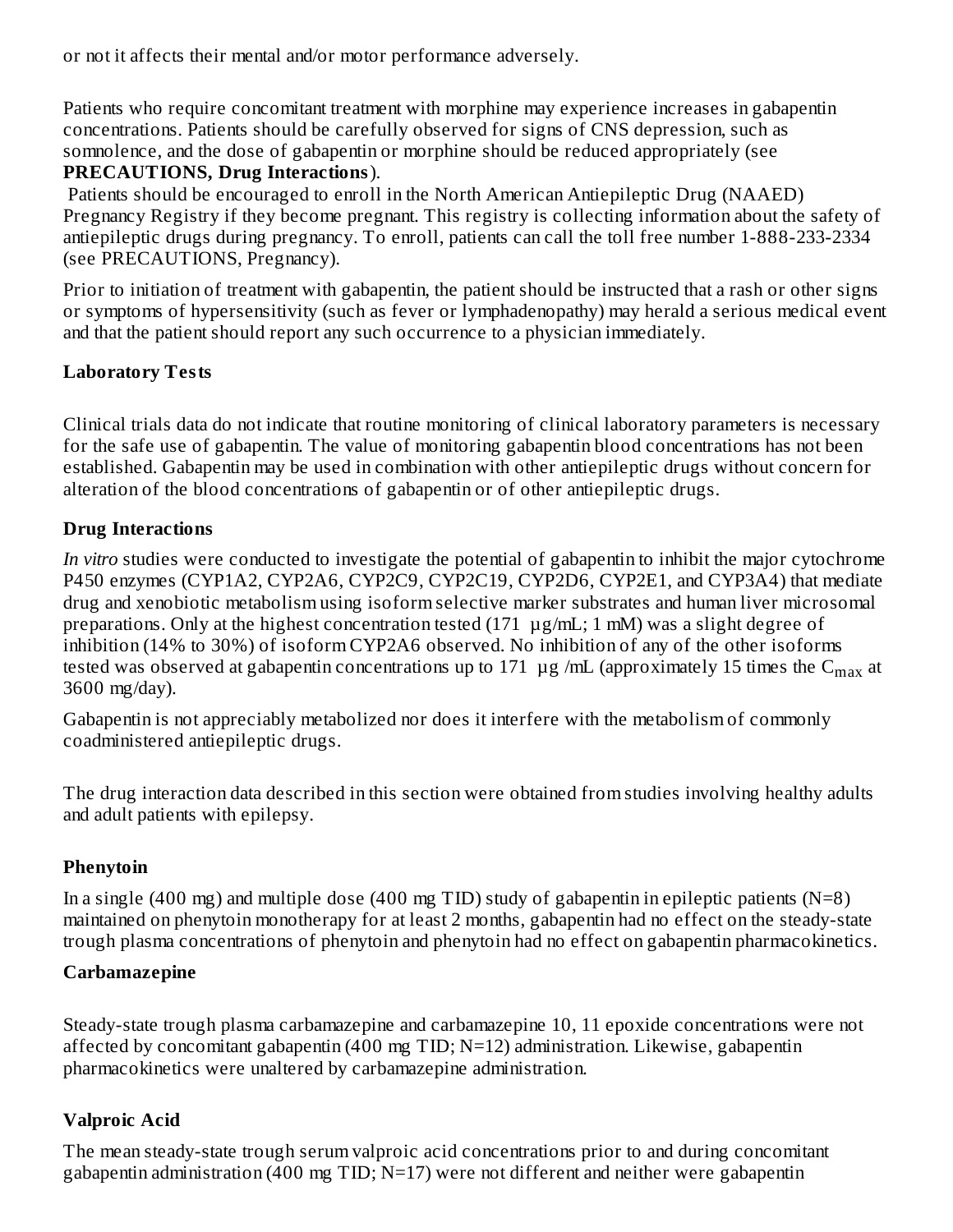or not it affects their mental and/or motor performance adversely.

Patients who require concomitant treatment with morphine may experience increases in gabapentin concentrations. Patients should be carefully observed for signs of CNS depression, such as somnolence, and the dose of gabapentin or morphine should be reduced appropriately (see **PRECAUTIONS, Drug Interactions**).

Patients should be encouraged to enroll in the North American Antiepileptic Drug (NAAED) Pregnancy Registry if they become pregnant. This registry is collecting information about the safety of antiepileptic drugs during pregnancy. To enroll, patients can call the toll free number 1-888-233-2334 (see PRECAUTIONS, Pregnancy).

Prior to initiation of treatment with gabapentin, the patient should be instructed that a rash or other signs or symptoms of hypersensitivity (such as fever or lymphadenopathy) may herald a serious medical event and that the patient should report any such occurrence to a physician immediately.

### Laboratory Tests

Clinical trials data do not indicate that routine monitoring of clinical laboratory parameters is necessary for the safe use of gabapentin. The value of monitoring gabapentin blood concentrations has not been established. Gabapentin may be used in combination with other antiepileptic drugs without concern for alteration of the blood concentrations of gabapentin or of other antiepileptic drugs.

### Drug Interactions

*In vitro* studies were conducted to investigate the potential of gabapentin to inhibit the major cytochrome P450 enzymes (CYP1A2, CYP2A6, CYP2C9, CYP2C19, CYP2D6, CYP2E1, and CYP3A4) that mediate drug and xenobiotic metabolism using isoform selective marker substrates and human liver microsomal preparations. Only at the highest concentration tested (171 µg/mL; 1 mM) was a slight degree of inhibition (14% to 30%) of isoform CYP2A6 observed. No inhibition of any of the other isoforms tested was observed at gabapentin concentrations up to 171 µg /mL (approximately 15 times the $C_{max}$ at 3600 mg/day).

Gabapentin is not appreciably metabolized nor does it interfere with the metabolism of commonly coadministered antiepileptic drugs.

The drug interaction data described in this section were obtained from studies involving healthy adults and adult patients with epilepsy.

### Phenytoin

In a single (400 mg) and multiple dose (400 mg TID) study of gabapentin in epileptic patients (N=8) maintained on phenytoin monotherapy for at least 2 months, gabapentin had no effect on the steady-state trough plasma concentrations of phenytoin and phenytoin had no effect on gabapentin pharmacokinetics.

### Carbamazepine

Steady-state trough plasma carbamazepine and carbamazepine 10, 11 epoxide concentrations were not affected by concomitant gabapentin (400 mg TID; N=12) administration. Likewise, gabapentin pharmacokinetics were unaltered by carbamazepine administration.

### Valproic Acid

The mean steady-state trough serum valproic acid concentrations prior to and during concomitant gabapentin administration (400 mg TID; N=17) were not different and neither were gabapentin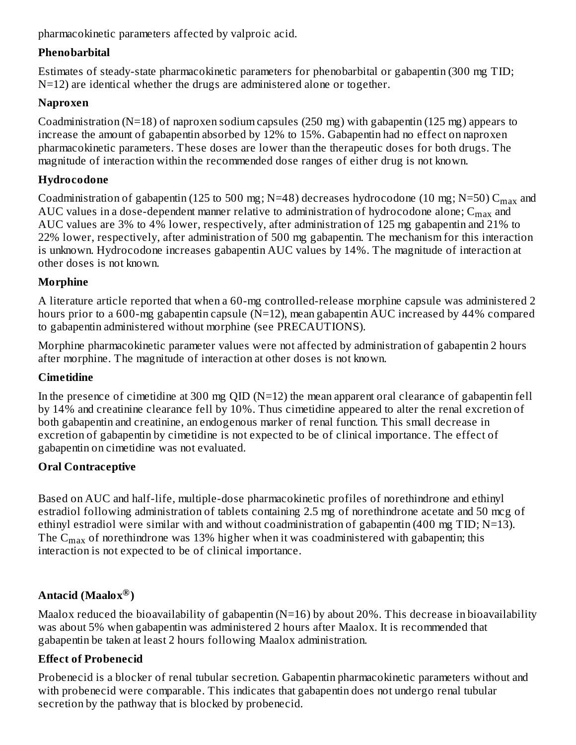pharmacokinetic parameters affected by valproic acid.

**Phenobarbital**

Estimates of steady-state pharmacokinetic parameters for phenobarbital or gabapentin (300 mg TID; N=12) are identical whether the drugs are administered alone or together.

**Naproxen**

Coadministration (N=18) of naproxen sodium capsules (250 mg) with gabapentin (125 mg) appears to increase the amount of gabapentin absorbed by 12% to 15%. Gabapentin had no effect on naproxen pharmacokinetic parameters. These doses are lower than the therapeutic doses for both drugs. The magnitude of interaction within the recommended dose ranges of either drug is not known.

**Hydrocodone**

Coadministration of gabapentin (125 to 500 mg; N=48) decreases hydrocodone (10 mg; N=50) $C_{max}$ and AUC values in a dose-dependent manner relative to administration of hydrocodone alone; $C_{max}$ and AUC values are 3% to 4% lower, respectively, after administration of 125 mg gabapentin and 21% to 22% lower, respectively, after administration of 500 mg gabapentin. The mechanism for this interaction is unknown. Hydrocodone increases gabapentin AUC values by 14%. The magnitude of interaction at other doses is not known.

**Morphine**

A literature article reported that when a 60-mg controlled-release morphine capsule was administered 2 hours prior to a 600-mg gabapentin capsule (N=12), mean gabapentin AUC increased by 44% compared to gabapentin administered without morphine (see PRECAUTIONS).

Morphine pharmacokinetic parameter values were not affected by administration of gabapentin 2 hours after morphine. The magnitude of interaction at other doses is not known.

**Cimetidine**

In the presence of cimetidine at 300 mg QID (N=12) the mean apparent oral clearance of gabapentin fell by 14% and creatinine clearance fell by 10%. Thus cimetidine appeared to alter the renal excretion of both gabapentin and creatinine, an endogenous marker of renal function. This small decrease in excretion of gabapentin by cimetidine is not expected to be of clinical importance. The effect of gabapentin on cimetidine was not evaluated.

**Oral Contraceptive**

Based on AUC and half-life, multiple-dose pharmacokinetic profiles of norethindrone and ethinyl estradiol following administration of tablets containing 2.5 mg of norethindrone acetate and 50 mcg of ethinyl estradiol were similar with and without coadministration of gabapentin (400 mg TID; N=13). The $C_{max}$ of norethindrone was 13% higher when it was coadministered with gabapentin; this interaction is not expected to be of clinical importance.

**Antacid (Maalox®)**

Maalox reduced the bioavailability of gabapentin (N=16) by about 20%. This decrease in bioavailability was about 5% when gabapentin was administered 2 hours after Maalox. It is recommended that gabapentin be taken at least 2 hours following Maalox administration.

**Effect of Probenecid**

Probenecid is a blocker of renal tubular secretion. Gabapentin pharmacokinetic parameters without and with probenecid were comparable. This indicates that gabapentin does not undergo renal tubular secretion by the pathway that is blocked by probenecid.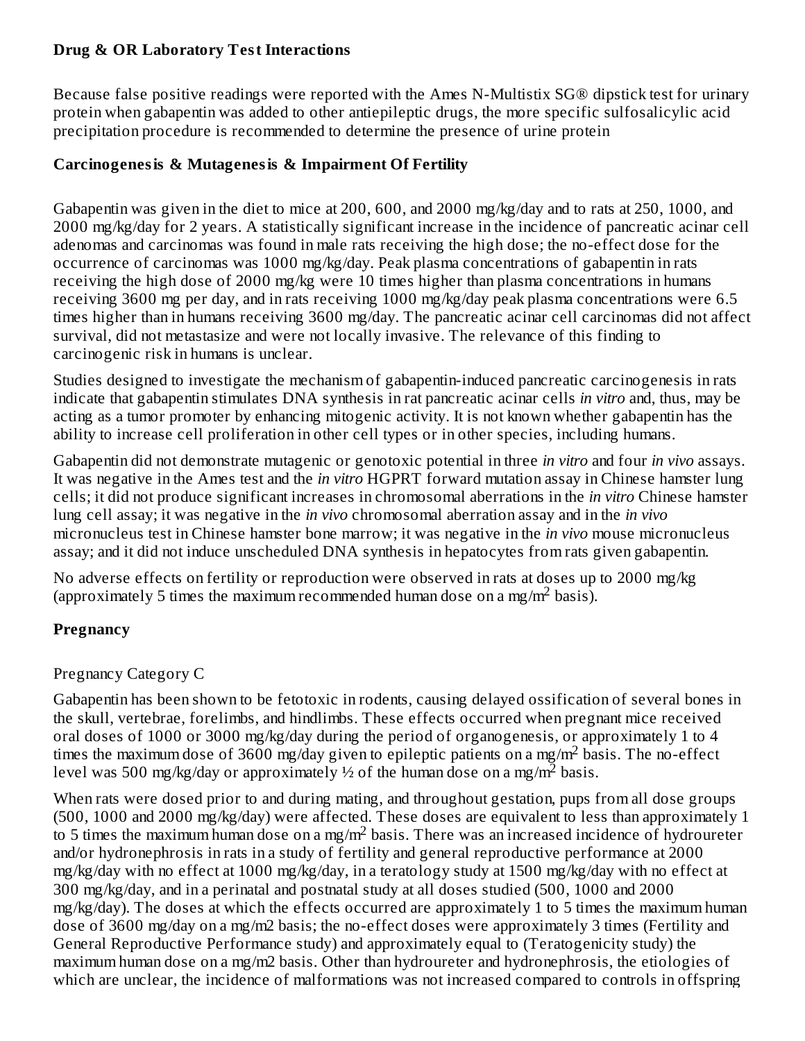## Drug & OR Laboratory Test Interactions

Because false positive readings were reported with the Ames N-Multistix SG® dipstick test for urinary protein when gabapentin was added to other antiepileptic drugs, the more specific sulfosalicylic acid precipitation procedure is recommended to determine the presence of urine protein

## Carcinogenesis & Mutagenesis & Impairment Of Fertility

Gabapentin was given in the diet to mice at 200, 600, and 2000 mg/kg/day and to rats at 250, 1000, and 2000 mg/kg/day for 2 years. A statistically significant increase in the incidence of pancreatic acinar cell adenomas and carcinomas was found in male rats receiving the high dose; the no-effect dose for the occurrence of carcinomas was 1000 mg/kg/day. Peak plasma concentrations of gabapentin in rats receiving the high dose of 2000 mg/kg were 10 times higher than plasma concentrations in humans receiving 3600 mg per day, and in rats receiving 1000 mg/kg/day peak plasma concentrations were 6.5 times higher than in humans receiving 3600 mg/day. The pancreatic acinar cell carcinomas did not affect survival, did not metastasize and were not locally invasive. The relevance of this finding to carcinogenic risk in humans is unclear.

Studies designed to investigate the mechanism of gabapentin-induced pancreatic carcinogenesis in rats indicate that gabapentin stimulates DNA synthesis in rat pancreatic acinar cells *in vitro* and, thus, may be acting as a tumor promoter by enhancing mitogenic activity. It is not known whether gabapentin has the ability to increase cell proliferation in other cell types or in other species, including humans.

Gabapentin did not demonstrate mutagenic or genotoxic potential in three *in vitro* and four *in vivo* assays. It was negative in the Ames test and the *in vitro* HGPRT forward mutation assay in Chinese hamster lung cells; it did not produce significant increases in chromosomal aberrations in the *in vitro* Chinese hamster lung cell assay; it was negative in the *in vivo* chromosomal aberration assay and in the *in vivo* micronucleus test in Chinese hamster bone marrow; it was negative in the *in vivo* mouse micronucleus assay; and it did not induce unscheduled DNA synthesis in hepatocytes from rats given gabapentin.

No adverse effects on fertility or reproduction were observed in rats at doses up to 2000 mg/kg (approximately 5 times the maximum recommended human dose on a mg/$m^2$ basis).

## Pregnancy

Pregnancy Category C

Gabapentin has been shown to be fetotoxic in rodents, causing delayed ossification of several bones in the skull, vertebrae, forelimbs, and hindlimbs. These effects occurred when pregnant mice received oral doses of 1000 or 3000 mg/kg/day during the period of organogenesis, or approximately 1 to 4 times the maximum dose of 3600 mg/day given to epileptic patients on a mg/$m^2$ basis. The no-effect level was 500 mg/kg/day or approximately ½ of the human dose on a mg/$m^2$ basis.

When rats were dosed prior to and during mating, and throughout gestation, pups from all dose groups (500, 1000 and 2000 mg/kg/day) were affected. These doses are equivalent to less than approximately 1 to 5 times the maximum human dose on a mg/$m^2$ basis. There was an increased incidence of hydroureter and/or hydronephrosis in rats in a study of fertility and general reproductive performance at 2000 mg/kg/day with no effect at 1000 mg/kg/day, in a teratology study at 1500 mg/kg/day with no effect at 300 mg/kg/day, and in a perinatal and postnatal study at all doses studied (500, 1000 and 2000 mg/kg/day). The doses at which the effects occurred are approximately 1 to 5 times the maximum human dose of 3600 mg/day on a mg/m2 basis; the no-effect doses were approximately 3 times (Fertility and General Reproductive Performance study) and approximately equal to (Teratogenicity study) the maximum human dose on a mg/m2 basis. Other than hydroureter and hydronephrosis, the etiologies of which are unclear, the incidence of malformations was not increased compared to controls in offspring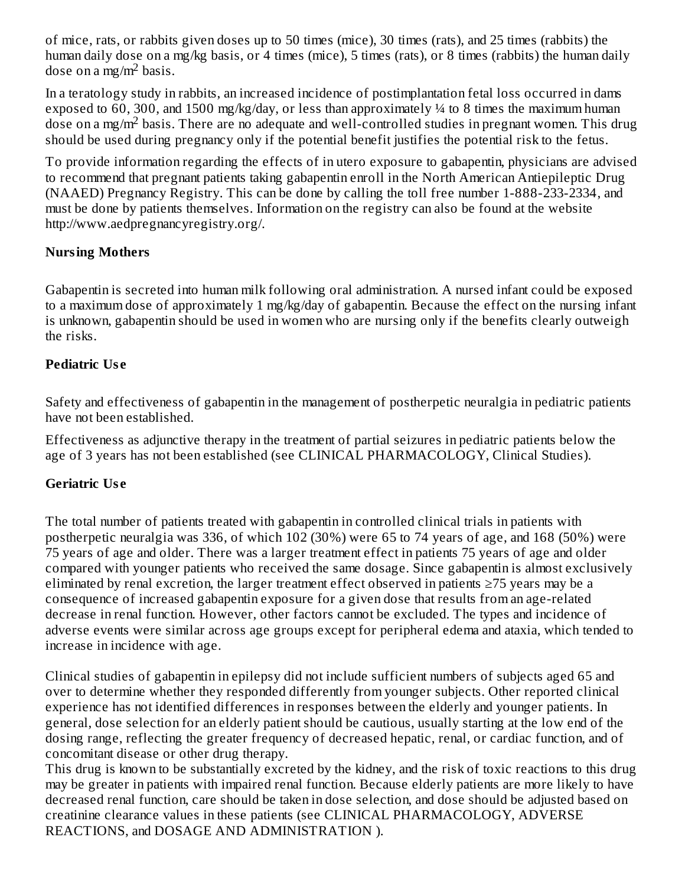of mice, rats, or rabbits given doses up to 50 times (mice), 30 times (rats), and 25 times (rabbits) the human daily dose on a mg/kg basis, or 4 times (mice), 5 times (rats), or 8 times (rabbits) the human daily dose on a mg/$m^2$ basis.

In a teratology study in rabbits, an increased incidence of postimplantation fetal loss occurred in dams exposed to 60, 300, and 1500 mg/kg/day, or less than approximately ¼ to 8 times the maximum human dose on a mg/$m^2$ basis. There are no adequate and well-controlled studies in pregnant women. This drug should be used during pregnancy only if the potential benefit justifies the potential risk to the fetus.

To provide information regarding the effects of in utero exposure to gabapentin, physicians are advised to recommend that pregnant patients taking gabapentin enroll in the North American Antiepileptic Drug (NAAED) Pregnancy Registry. This can be done by calling the toll free number 1-888-233-2334, and must be done by patients themselves. Information on the registry can also be found at the website http://www.aedpregnancyregistry.org/.

**Nursing Mothers**

Gabapentin is secreted into human milk following oral administration. A nursed infant could be exposed to a maximum dose of approximately 1 mg/kg/day of gabapentin. Because the effect on the nursing infant is unknown, gabapentin should be used in women who are nursing only if the benefits clearly outweigh the risks.

**Pediatric Use**

Safety and effectiveness of gabapentin in the management of postherpetic neuralgia in pediatric patients have not been established.

Effectiveness as adjunctive therapy in the treatment of partial seizures in pediatric patients below the age of 3 years has not been established (see CLINICAL PHARMACOLOGY, Clinical Studies).

**Geriatric Use**

The total number of patients treated with gabapentin in controlled clinical trials in patients with postherpetic neuralgia was 336, of which 102 (30%) were 65 to 74 years of age, and 168 (50%) were 75 years of age and older. There was a larger treatment effect in patients 75 years of age and older compared with younger patients who received the same dosage. Since gabapentin is almost exclusively eliminated by renal excretion, the larger treatment effect observed in patients ≥75 years may be a consequence of increased gabapentin exposure for a given dose that results from an age-related decrease in renal function. However, other factors cannot be excluded. The types and incidence of adverse events were similar across age groups except for peripheral edema and ataxia, which tended to increase in incidence with age.

Clinical studies of gabapentin in epilepsy did not include sufficient numbers of subjects aged 65 and over to determine whether they responded differently from younger subjects. Other reported clinical experience has not identified differences in responses between the elderly and younger patients. In general, dose selection for an elderly patient should be cautious, usually starting at the low end of the dosing range, reflecting the greater frequency of decreased hepatic, renal, or cardiac function, and of concomitant disease or other drug therapy.
This drug is known to be substantially excreted by the kidney, and the risk of toxic reactions to this drug may be greater in patients with impaired renal function. Because elderly patients are more likely to have decreased renal function, care should be taken in dose selection, and dose should be adjusted based on creatinine clearance values in these patients (see CLINICAL PHARMACOLOGY, ADVERSE REACTIONS, and DOSAGE AND ADMINISTRATION ).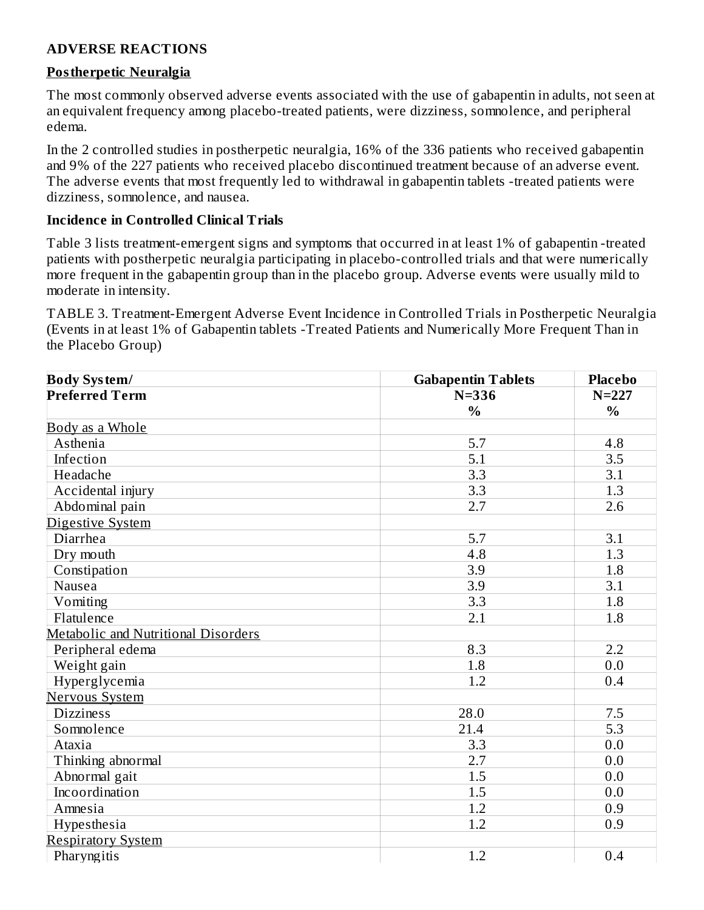## ADVERSE REACTIONS

### Postherpetic Neuralgia

The most commonly observed adverse events associated with the use of gabapentin in adults, not seen at an equivalent frequency among placebo-treated patients, were dizziness, somnolence, and peripheral edema.

In the 2 controlled studies in postherpetic neuralgia, 16% of the 336 patients who received gabapentin and 9% of the 227 patients who received placebo discontinued treatment because of an adverse event. The adverse events that most frequently led to withdrawal in gabapentin tablets -treated patients were dizziness, somnolence, and nausea.

### Incidence in Controlled Clinical Trials

Table 3 lists treatment-emergent signs and symptoms that occurred in at least 1% of gabapentin -treated patients with postherpetic neuralgia participating in placebo-controlled trials and that were numerically more frequent in the gabapentin group than in the placebo group. Adverse events were usually mild to moderate in intensity.

TABLE 3. Treatment-Emergent Adverse Event Incidence in Controlled Trials in Postherpetic Neuralgia (Events in at least 1% of Gabapentin tablets -Treated Patients and Numerically More Frequent Than in the Placebo Group)

| Body System/ Preferred Term | Gabapentin Tablets N=336 % | Placebo N=227 % |
|---|---|---|
| Body as a Whole | | |
| Asthenia | 5.7 | 4.8 |
| Infection | 5.1 | 3.5 |
| Headache | 3.3 | 3.1 |
| Accidental injury | 3.3 | 1.3 |
| Abdominal pain | 2.7 | 2.6 |
| Digestive System | | |
| Diarrhea | 5.7 | 3.1 |
| Dry mouth | 4.8 | 1.3 |
| Constipation | 3.9 | 1.8 |
| Nausea | 3.9 | 3.1 |
| Vomiting | 3.3 | 1.8 |
| Flatulence | 2.1 | 1.8 |
| Metabolic and Nutritional Disorders | | |
| Peripheral edema | 8.3 | 2.2 |
| Weight gain | 1.8 | 0.0 |
| Hyperglycemia | 1.2 | 0.4 |
| Nervous System | | |
| Dizziness | 28.0 | 7.5 |
| Somnolence | 21.4 | 5.3 |
| Ataxia | 3.3 | 0.0 |
| Thinking abnormal | 2.7 | 0.0 |
| Abnormal gait | 1.5 | 0.0 |
| Incoordination | 1.5 | 0.0 |
| Amnesia | 1.2 | 0.9 |
| Hypesthesia | 1.2 | 0.9 |
| Respiratory System | | |
| Pharyngitis | 1.2 | 0.4 |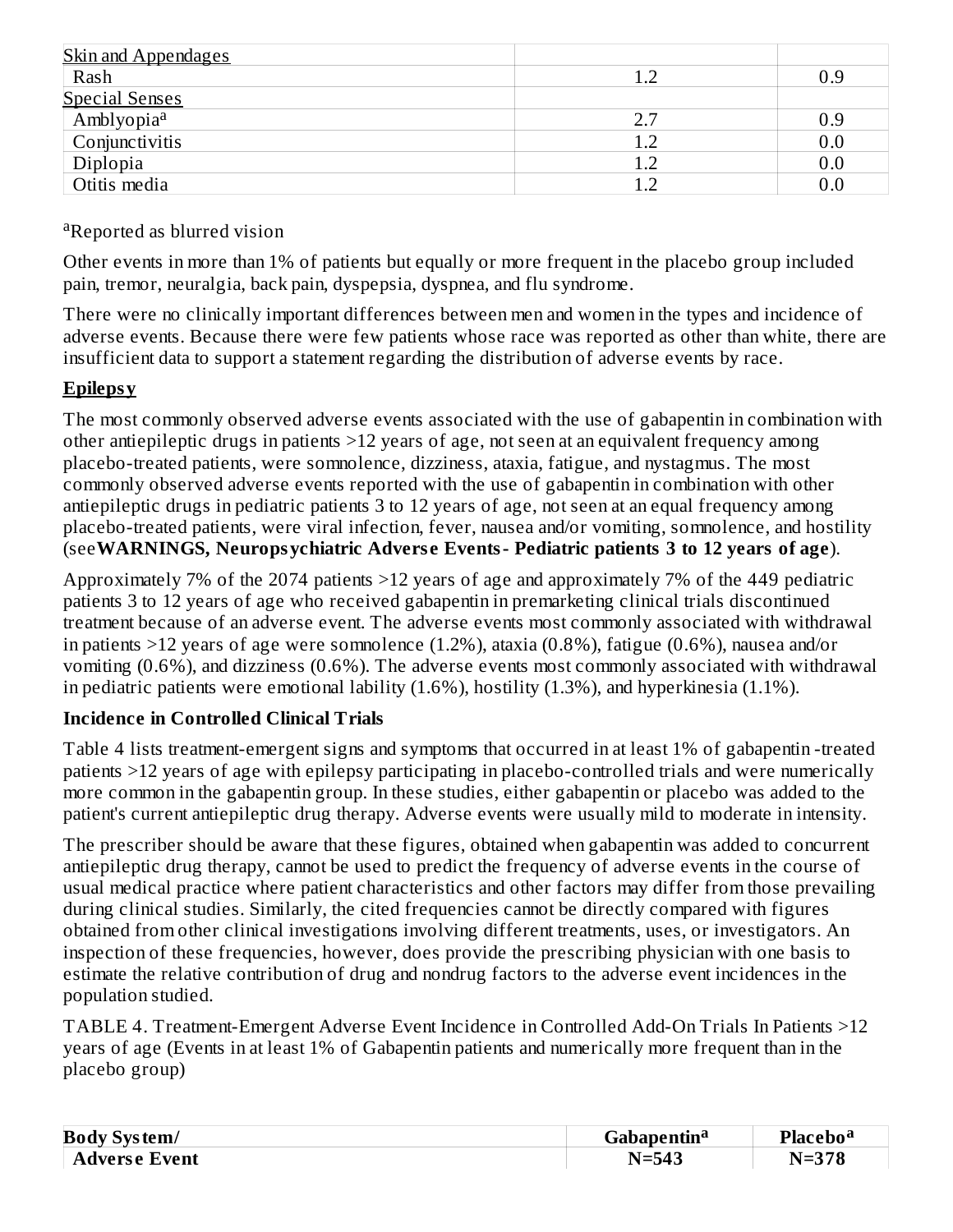| Skin and Appendages | | |
|---|---|---|
| Rash | 1.2 | 0.9 |
| Special Senses | | |
| Amblyopia[a] | 2.7 | 0.9 |
| Conjunctivitis | 1.2 | 0.0 |
| Diplopia | 1.2 | 0.0 |
| Otitis media | 1.2 | 0.0 |

[a]Reported as blurred vision

Other events in more than 1% of patients but equally or more frequent in the placebo group included pain, tremor, neuralgia, back pain, dyspepsia, dyspnea, and flu syndrome.

There were no clinically important differences between men and women in the types and incidence of adverse events. Because there were few patients whose race was reported as other than white, there are insufficient data to support a statement regarding the distribution of adverse events by race.

**Epilepsy**

The most commonly observed adverse events associated with the use of gabapentin in combination with other antiepileptic drugs in patients >12 years of age, not seen at an equivalent frequency among placebo-treated patients, were somnolence, dizziness, ataxia, fatigue, and nystagmus. The most commonly observed adverse events reported with the use of gabapentin in combination with other antiepileptic drugs in pediatric patients 3 to 12 years of age, not seen at an equal frequency among placebo-treated patients, were viral infection, fever, nausea and/or vomiting, somnolence, and hostility (see**WARNINGS, Neuropsychiatric Adverse Events- Pediatric patients 3 to 12 years of age**).

Approximately 7% of the 2074 patients >12 years of age and approximately 7% of the 449 pediatric patients 3 to 12 years of age who received gabapentin in premarketing clinical trials discontinued treatment because of an adverse event. The adverse events most commonly associated with withdrawal in patients >12 years of age were somnolence (1.2%), ataxia (0.8%), fatigue (0.6%), nausea and/or vomiting (0.6%), and dizziness (0.6%). The adverse events most commonly associated with withdrawal in pediatric patients were emotional lability (1.6%), hostility (1.3%), and hyperkinesia (1.1%).

**Incidence in Controlled Clinical Trials**

Table 4 lists treatment-emergent signs and symptoms that occurred in at least 1% of gabapentin -treated patients >12 years of age with epilepsy participating in placebo-controlled trials and were numerically more common in the gabapentin group. In these studies, either gabapentin or placebo was added to the patient's current antiepileptic drug therapy. Adverse events were usually mild to moderate in intensity.

The prescriber should be aware that these figures, obtained when gabapentin was added to concurrent antiepileptic drug therapy, cannot be used to predict the frequency of adverse events in the course of usual medical practice where patient characteristics and other factors may differ from those prevailing during clinical studies. Similarly, the cited frequencies cannot be directly compared with figures obtained from other clinical investigations involving different treatments, uses, or investigators. An inspection of these frequencies, however, does provide the prescribing physician with one basis to estimate the relative contribution of drug and nondrug factors to the adverse event incidences in the population studied.

TABLE 4. Treatment-Emergent Adverse Event Incidence in Controlled Add-On Trials In Patients >12 years of age (Events in at least 1% of Gabapentin patients and numerically more frequent than in the placebo group)

| **Body System/** | **Gabapentin[a]** | **Placebo[a]** |
|---|---|---|
| **Adverse Event** | **N=543** | **N=378** |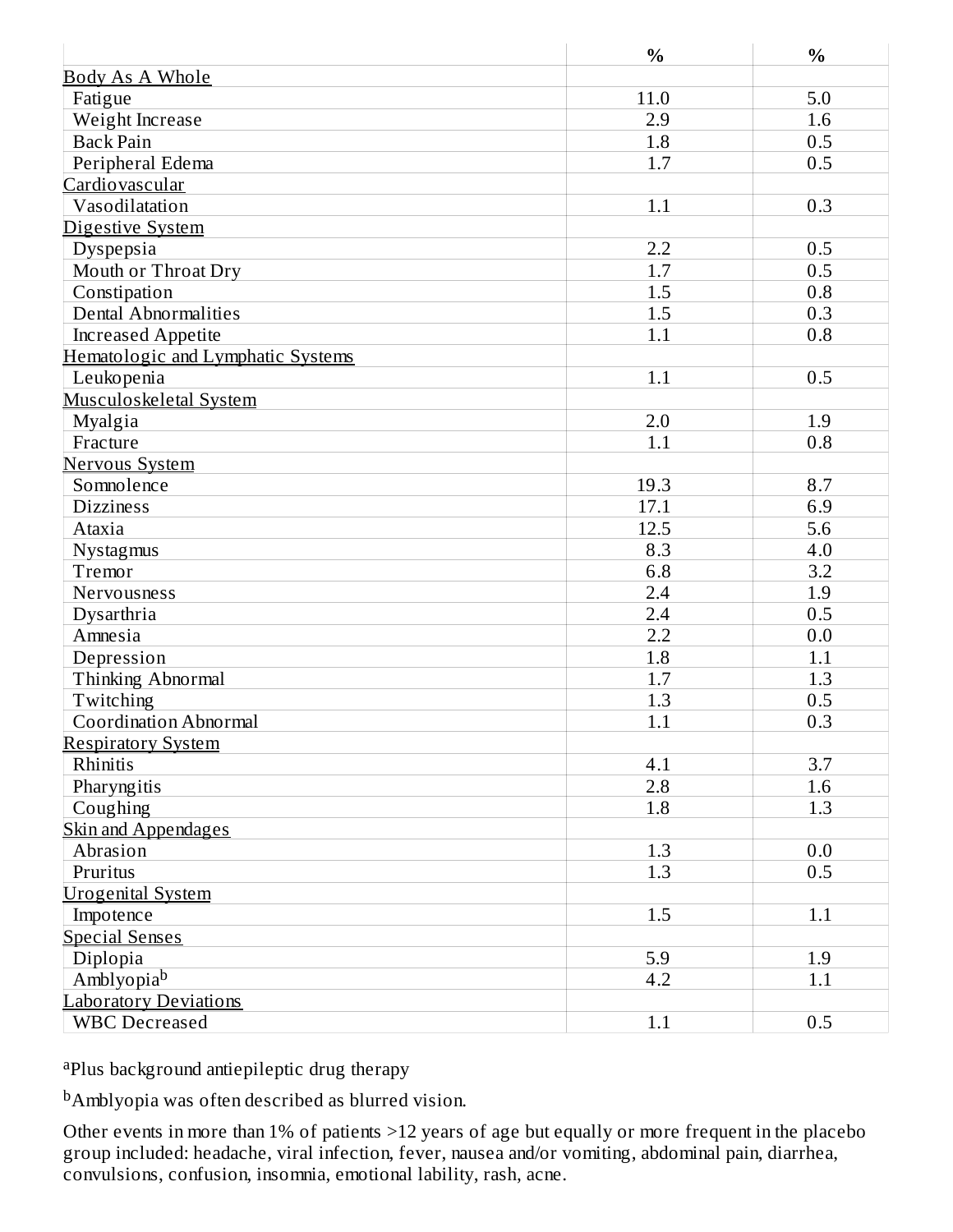| | % | % |
|---|---|---|
| Body As A Whole | | |
| Fatigue | 11.0 | 5.0 |
| Weight Increase | 2.9 | 1.6 |
| Back Pain | 1.8 | 0.5 |
| Peripheral Edema | 1.7 | 0.5 |
| Cardiovascular | | |
| Vasodilatation | 1.1 | 0.3 |
| Digestive System | | |
| Dyspepsia | 2.2 | 0.5 |
| Mouth or Throat Dry | 1.7 | 0.5 |
| Constipation | 1.5 | 0.8 |
| Dental Abnormalities | 1.5 | 0.3 |
| Increased Appetite | 1.1 | 0.8 |
| Hematologic and Lymphatic Systems | | |
| Leukopenia | 1.1 | 0.5 |
| Musculoskeletal System | | |
| Myalgia | 2.0 | 1.9 |
| Fracture | 1.1 | 0.8 |
| Nervous System | | |
| Somnolence | 19.3 | 8.7 |
| Dizziness | 17.1 | 6.9 |
| Ataxia | 12.5 | 5.6 |
| Nystagmus | 8.3 | 4.0 |
| Tremor | 6.8 | 3.2 |
| Nervousness | 2.4 | 1.9 |
| Dysarthria | 2.4 | 0.5 |
| Amnesia | 2.2 | 0.0 |
| Depression | 1.8 | 1.1 |
| Thinking Abnormal | 1.7 | 1.3 |
| Twitching | 1.3 | 0.5 |
| Coordination Abnormal | 1.1 | 0.3 |
| Respiratory System | | |
| Rhinitis | 4.1 | 3.7 |
| Pharyngitis | 2.8 | 1.6 |
| Coughing | 1.8 | 1.3 |
| Skin and Appendages | | |
| Abrasion | 1.3 | 0.0 |
| Pruritus | 1.3 | 0.5 |
| Urogenital System | | |
| Impotence | 1.5 | 1.1 |
| Special Senses | | |
| Diplopia | 5.9 | 1.9 |
| Amblyopia[b] | 4.2 | 1.1 |
| Laboratory Deviations | | |
| WBC Decreased | 1.1 | 0.5 |

[a]Plus background antiepileptic drug therapy

[b]Amblyopia was often described as blurred vision.

Other events in more than 1% of patients >12 years of age but equally or more frequent in the placebo group included: headache, viral infection, fever, nausea and/or vomiting, abdominal pain, diarrhea, convulsions, confusion, insomnia, emotional lability, rash, acne.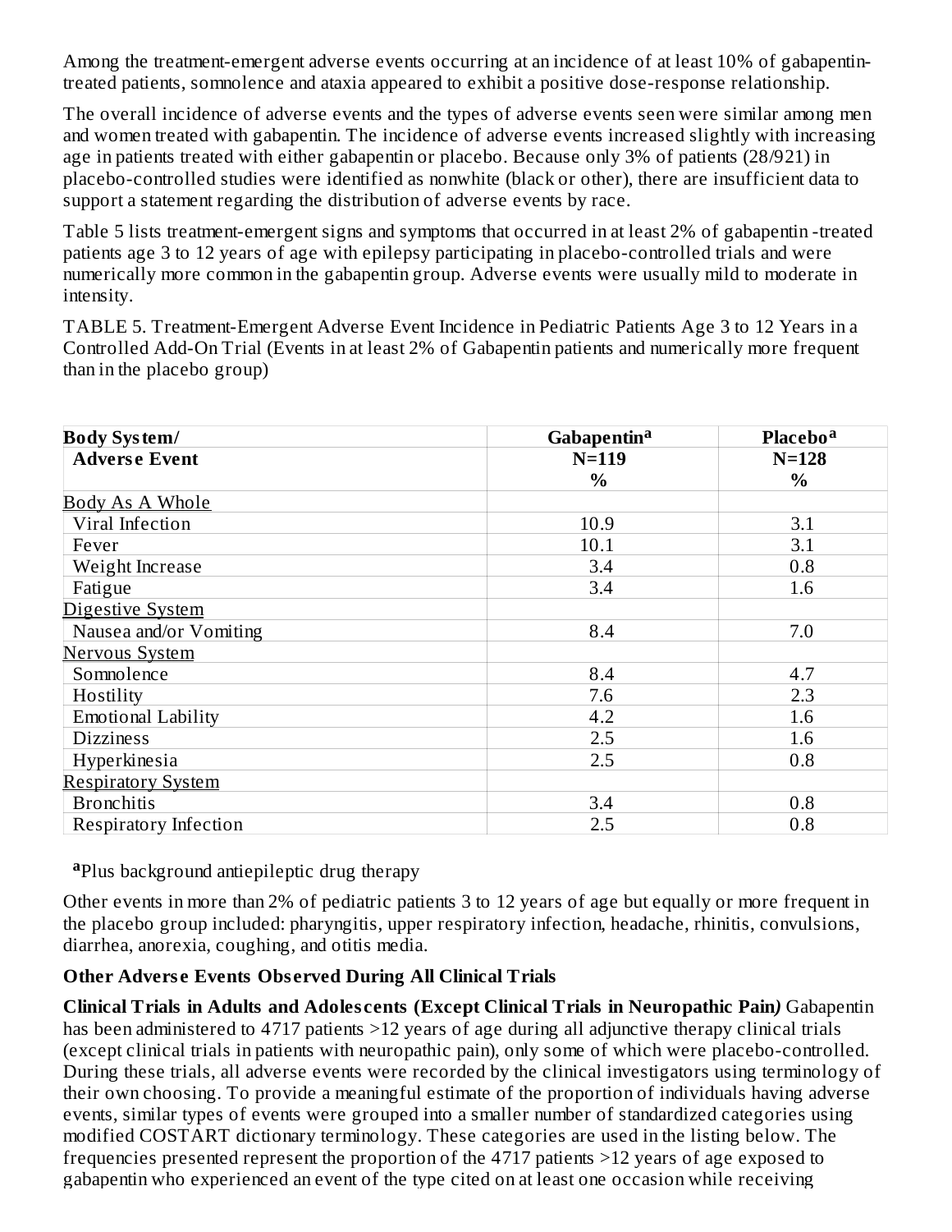Among the treatment-emergent adverse events occurring at an incidence of at least 10% of gabapentin-treated patients, somnolence and ataxia appeared to exhibit a positive dose-response relationship.

The overall incidence of adverse events and the types of adverse events seen were similar among men and women treated with gabapentin. The incidence of adverse events increased slightly with increasing age in patients treated with either gabapentin or placebo. Because only 3% of patients (28/921) in placebo-controlled studies were identified as nonwhite (black or other), there are insufficient data to support a statement regarding the distribution of adverse events by race.

Table 5 lists treatment-emergent signs and symptoms that occurred in at least 2% of gabapentin -treated patients age 3 to 12 years of age with epilepsy participating in placebo-controlled trials and were numerically more common in the gabapentin group. Adverse events were usually mild to moderate in intensity.

TABLE 5. Treatment-Emergent Adverse Event Incidence in Pediatric Patients Age 3 to 12 Years in a Controlled Add-On Trial (Events in at least 2% of Gabapentin patients and numerically more frequent than in the placebo group)

| **Body System/ Adverse Event** | **Gabapentin[a] N=119 %** | **Placebo[a] N=128 %** |
|---|---|---|
| Body As A Whole | | |
| Viral Infection | 10.9 | 3.1 |
| Fever | 10.1 | 3.1 |
| Weight Increase | 3.4 | 0.8 |
| Fatigue | 3.4 | 1.6 |
| Digestive System | | |
| Nausea and/or Vomiting | 8.4 | 7.0 |
| Nervous System | | |
| Somnolence | 8.4 | 4.7 |
| Hostility | 7.6 | 2.3 |
| Emotional Lability | 4.2 | 1.6 |
| Dizziness | 2.5 | 1.6 |
| Hyperkinesia | 2.5 | 0.8 |
| Respiratory System | | |
| Bronchitis | 3.4 | 0.8 |
| Respiratory Infection | 2.5 | 0.8 |

[a]Plus background antiepileptic drug therapy

Other events in more than 2% of pediatric patients 3 to 12 years of age but equally or more frequent in the placebo group included: pharyngitis, upper respiratory infection, headache, rhinitis, convulsions, diarrhea, anorexia, coughing, and otitis media.

**Other Adverse Events Observed During All Clinical Trials**

**Clinical Trials in Adults and Adolescents (Except Clinical Trials in Neuropathic Pain*)*** Gabapentin has been administered to 4717 patients >12 years of age during all adjunctive therapy clinical trials (except clinical trials in patients with neuropathic pain), only some of which were placebo-controlled. During these trials, all adverse events were recorded by the clinical investigators using terminology of their own choosing. To provide a meaningful estimate of the proportion of individuals having adverse events, similar types of events were grouped into a smaller number of standardized categories using modified COSTART dictionary terminology. These categories are used in the listing below. The frequencies presented represent the proportion of the 4717 patients >12 years of age exposed to gabapentin who experienced an event of the type cited on at least one occasion while receiving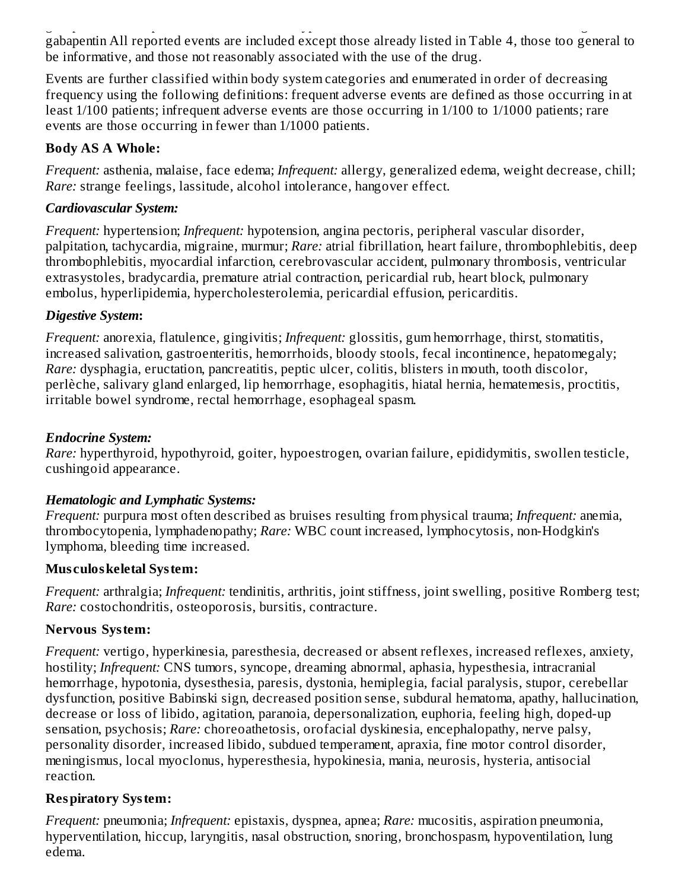gabapentin All reported events are included except those already listed in Table 4, those too general to be informative, and those not reasonably associated with the use of the drug.

Events are further classified within body system categories and enumerated in order of decreasing frequency using the following definitions: frequent adverse events are defined as those occurring in at least 1/100 patients; infrequent adverse events are those occurring in 1/100 to 1/1000 patients; rare events are those occurring in fewer than 1/1000 patients.

**Body AS A Whole:**

*Frequent:* asthenia, malaise, face edema; *Infrequent:* allergy, generalized edema, weight decrease, chill; *Rare:* strange feelings, lassitude, alcohol intolerance, hangover effect.

***Cardiovascular System:***

*Frequent:* hypertension; *Infrequent:* hypotension, angina pectoris, peripheral vascular disorder, palpitation, tachycardia, migraine, murmur; *Rare:* atrial fibrillation, heart failure, thrombophlebitis, deep thrombophlebitis, myocardial infarction, cerebrovascular accident, pulmonary thrombosis, ventricular extrasystoles, bradycardia, premature atrial contraction, pericardial rub, heart block, pulmonary embolus, hyperlipidemia, hypercholesterolemia, pericardial effusion, pericarditis.

***Digestive System*:**

*Frequent:* anorexia, flatulence, gingivitis; *Infrequent:* glossitis, gum hemorrhage, thirst, stomatitis, increased salivation, gastroenteritis, hemorrhoids, bloody stools, fecal incontinence, hepatomegaly; *Rare:* dysphagia, eructation, pancreatitis, peptic ulcer, colitis, blisters in mouth, tooth discolor, perlèche, salivary gland enlarged, lip hemorrhage, esophagitis, hiatal hernia, hematemesis, proctitis, irritable bowel syndrome, rectal hemorrhage, esophageal spasm.

***Endocrine System:***

*Rare:* hyperthyroid, hypothyroid, goiter, hypoestrogen, ovarian failure, epididymitis, swollen testicle, cushingoid appearance.

***Hematologic and Lymphatic Systems:***

*Frequent:* purpura most often described as bruises resulting from physical trauma; *Infrequent:* anemia, thrombocytopenia, lymphadenopathy; *Rare:* WBC count increased, lymphocytosis, non-Hodgkin's lymphoma, bleeding time increased.

**Musculoskeletal System:**

*Frequent:* arthralgia; *Infrequent:* tendinitis, arthritis, joint stiffness, joint swelling, positive Romberg test; *Rare:* costochondritis, osteoporosis, bursitis, contracture.

**Nervous System:**

*Frequent:* vertigo, hyperkinesia, paresthesia, decreased or absent reflexes, increased reflexes, anxiety, hostility; *Infrequent:* CNS tumors, syncope, dreaming abnormal, aphasia, hypesthesia, intracranial hemorrhage, hypotonia, dysesthesia, paresis, dystonia, hemiplegia, facial paralysis, stupor, cerebellar dysfunction, positive Babinski sign, decreased position sense, subdural hematoma, apathy, hallucination, decrease or loss of libido, agitation, paranoia, depersonalization, euphoria, feeling high, doped-up sensation, psychosis; *Rare:* choreoathetosis, orofacial dyskinesia, encephalopathy, nerve palsy, personality disorder, increased libido, subdued temperament, apraxia, fine motor control disorder, meningismus, local myoclonus, hyperesthesia, hypokinesia, mania, neurosis, hysteria, antisocial reaction.

**Respiratory System:**

*Frequent:* pneumonia; *Infrequent:* epistaxis, dyspnea, apnea; *Rare:* mucositis, aspiration pneumonia, hyperventilation, hiccup, laryngitis, nasal obstruction, snoring, bronchospasm, hypoventilation, lung edema.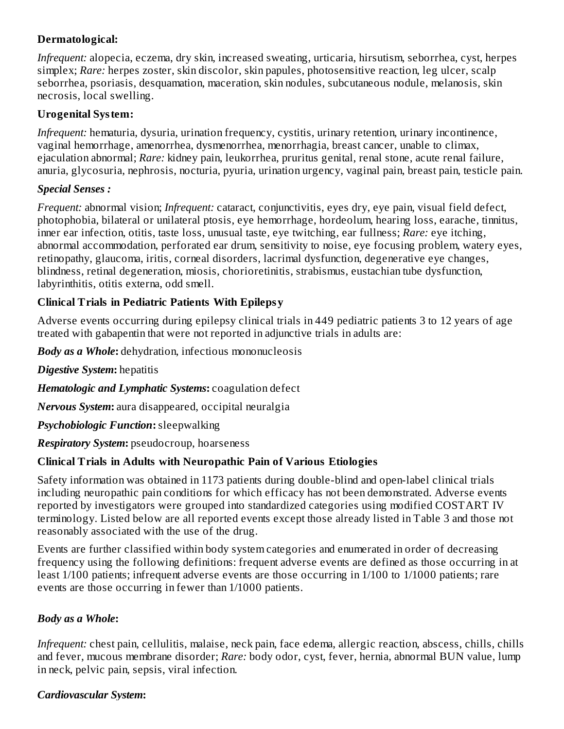**Dermatological:**

*Infrequent:* alopecia, eczema, dry skin, increased sweating, urticaria, hirsutism, seborrhea, cyst, herpes simplex; *Rare:* herpes zoster, skin discolor, skin papules, photosensitive reaction, leg ulcer, scalp seborrhea, psoriasis, desquamation, maceration, skin nodules, subcutaneous nodule, melanosis, skin necrosis, local swelling.

**Urogenital System:**

*Infrequent:* hematuria, dysuria, urination frequency, cystitis, urinary retention, urinary incontinence, vaginal hemorrhage, amenorrhea, dysmenorrhea, menorrhagia, breast cancer, unable to climax, ejaculation abnormal; *Rare:* kidney pain, leukorrhea, pruritus genital, renal stone, acute renal failure, anuria, glycosuria, nephrosis, nocturia, pyuria, urination urgency, vaginal pain, breast pain, testicle pain.

***Special Senses :***

*Frequent:* abnormal vision; *Infrequent:* cataract, conjunctivitis, eyes dry, eye pain, visual field defect, photophobia, bilateral or unilateral ptosis, eye hemorrhage, hordeolum, hearing loss, earache, tinnitus, inner ear infection, otitis, taste loss, unusual taste, eye twitching, ear fullness; *Rare:* eye itching, abnormal accommodation, perforated ear drum, sensitivity to noise, eye focusing problem, watery eyes, retinopathy, glaucoma, iritis, corneal disorders, lacrimal dysfunction, degenerative eye changes, blindness, retinal degeneration, miosis, chorioretinitis, strabismus, eustachian tube dysfunction, labyrinthitis, otitis externa, odd smell.

**Clinical Trials in Pediatric Patients With Epilepsy**

Adverse events occurring during epilepsy clinical trials in 449 pediatric patients 3 to 12 years of age treated with gabapentin that were not reported in adjunctive trials in adults are:

***Body as a Whole*:** dehydration, infectious mononucleosis

***Digestive System*:** hepatitis

***Hematologic and Lymphatic Systems*:** coagulation defect

***Nervous System*:** aura disappeared, occipital neuralgia

***Psychobiologic Function*:** sleepwalking

***Respiratory System*:** pseudocroup, hoarseness

**Clinical Trials in Adults with Neuropathic Pain of Various Etiologies**

Safety information was obtained in 1173 patients during double-blind and open-label clinical trials including neuropathic pain conditions for which efficacy has not been demonstrated. Adverse events reported by investigators were grouped into standardized categories using modified COSTART IV terminology. Listed below are all reported events except those already listed in Table 3 and those not reasonably associated with the use of the drug.

Events are further classified within body system categories and enumerated in order of decreasing frequency using the following definitions: frequent adverse events are defined as those occurring in at least 1/100 patients; infrequent adverse events are those occurring in 1/100 to 1/1000 patients; rare events are those occurring in fewer than 1/1000 patients.

***Body as a Whole*:**

*Infrequent:* chest pain, cellulitis, malaise, neck pain, face edema, allergic reaction, abscess, chills, chills and fever, mucous membrane disorder; *Rare:* body odor, cyst, fever, hernia, abnormal BUN value, lump in neck, pelvic pain, sepsis, viral infection.

***Cardiovascular System*:**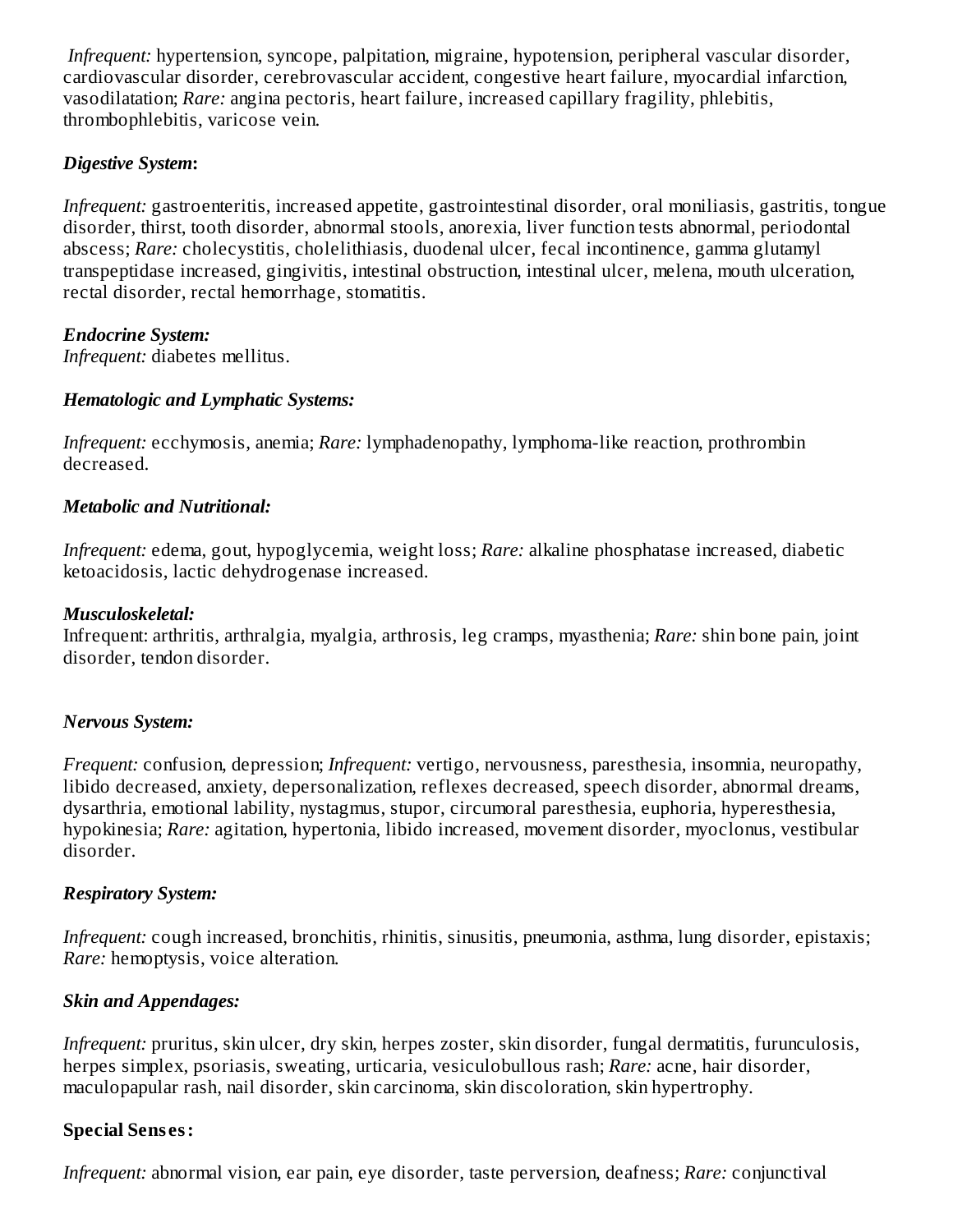*Infrequent:* hypertension, syncope, palpitation, migraine, hypotension, peripheral vascular disorder, cardiovascular disorder, cerebrovascular accident, congestive heart failure, myocardial infarction, vasodilatation; *Rare:* angina pectoris, heart failure, increased capillary fragility, phlebitis, thrombophlebitis, varicose vein.

***Digestive System*:**

*Infrequent:* gastroenteritis, increased appetite, gastrointestinal disorder, oral moniliasis, gastritis, tongue disorder, thirst, tooth disorder, abnormal stools, anorexia, liver function tests abnormal, periodontal abscess; *Rare:* cholecystitis, cholelithiasis, duodenal ulcer, fecal incontinence, gamma glutamyl transpeptidase increased, gingivitis, intestinal obstruction, intestinal ulcer, melena, mouth ulceration, rectal disorder, rectal hemorrhage, stomatitis.

***Endocrine System:***
*Infrequent:* diabetes mellitus.

***Hematologic and Lymphatic Systems:***

*Infrequent:* ecchymosis, anemia; *Rare:* lymphadenopathy, lymphoma-like reaction, prothrombin decreased.

***Metabolic and Nutritional:***

*Infrequent:* edema, gout, hypoglycemia, weight loss; *Rare:* alkaline phosphatase increased, diabetic ketoacidosis, lactic dehydrogenase increased.

***Musculoskeletal:***
Infrequent: arthritis, arthralgia, myalgia, arthrosis, leg cramps, myasthenia; *Rare:* shin bone pain, joint disorder, tendon disorder.

***Nervous System:***

*Frequent:* confusion, depression; *Infrequent:* vertigo, nervousness, paresthesia, insomnia, neuropathy, libido decreased, anxiety, depersonalization, reflexes decreased, speech disorder, abnormal dreams, dysarthria, emotional lability, nystagmus, stupor, circumoral paresthesia, euphoria, hyperesthesia, hypokinesia; *Rare:* agitation, hypertonia, libido increased, movement disorder, myoclonus, vestibular disorder.

***Respiratory System:***

*Infrequent:* cough increased, bronchitis, rhinitis, sinusitis, pneumonia, asthma, lung disorder, epistaxis; *Rare:* hemoptysis, voice alteration.

***Skin and Appendages:***

*Infrequent:* pruritus, skin ulcer, dry skin, herpes zoster, skin disorder, fungal dermatitis, furunculosis, herpes simplex, psoriasis, sweating, urticaria, vesiculobullous rash; *Rare:* acne, hair disorder, maculopapular rash, nail disorder, skin carcinoma, skin discoloration, skin hypertrophy.

**Special Senses:**

*Infrequent:* abnormal vision, ear pain, eye disorder, taste perversion, deafness; *Rare:* conjunctival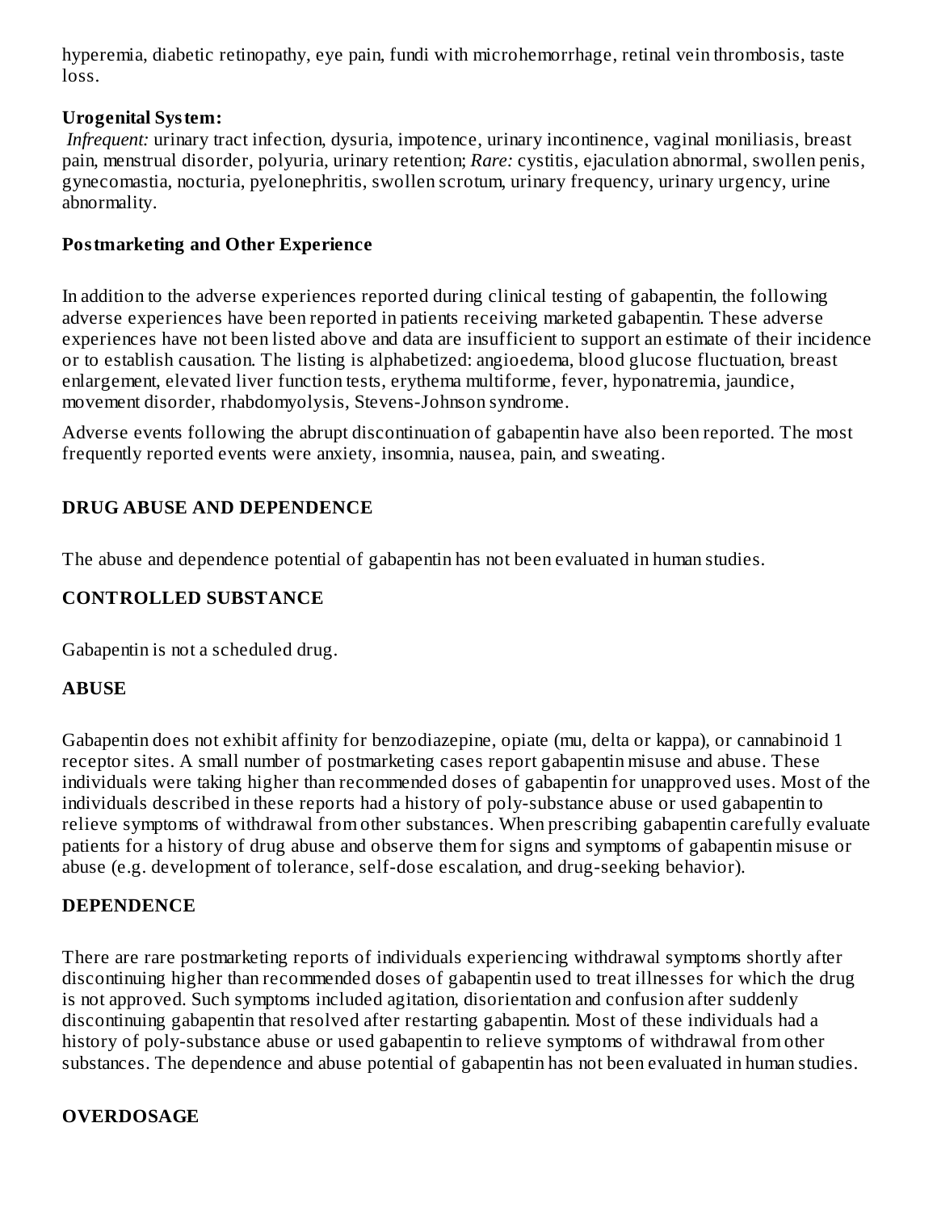hyperemia, diabetic retinopathy, eye pain, fundi with microhemorrhage, retinal vein thrombosis, taste loss.

**Urogenital System:**
*Infrequent:* urinary tract infection, dysuria, impotence, urinary incontinence, vaginal moniliasis, breast pain, menstrual disorder, polyuria, urinary retention; *Rare:* cystitis, ejaculation abnormal, swollen penis, gynecomastia, nocturia, pyelonephritis, swollen scrotum, urinary frequency, urinary urgency, urine abnormality.

**Postmarketing and Other Experience**

In addition to the adverse experiences reported during clinical testing of gabapentin, the following adverse experiences have been reported in patients receiving marketed gabapentin. These adverse experiences have not been listed above and data are insufficient to support an estimate of their incidence or to establish causation. The listing is alphabetized: angioedema, blood glucose fluctuation, breast enlargement, elevated liver function tests, erythema multiforme, fever, hyponatremia, jaundice, movement disorder, rhabdomyolysis, Stevens-Johnson syndrome.

Adverse events following the abrupt discontinuation of gabapentin have also been reported. The most frequently reported events were anxiety, insomnia, nausea, pain, and sweating.

## DRUG ABUSE AND DEPENDENCE

The abuse and dependence potential of gabapentin has not been evaluated in human studies.

### CONTROLLED SUBSTANCE

Gabapentin is not a scheduled drug.

### ABUSE

Gabapentin does not exhibit affinity for benzodiazepine, opiate (mu, delta or kappa), or cannabinoid 1 receptor sites. A small number of postmarketing cases report gabapentin misuse and abuse. These individuals were taking higher than recommended doses of gabapentin for unapproved uses. Most of the individuals described in these reports had a history of poly-substance abuse or used gabapentin to relieve symptoms of withdrawal from other substances. When prescribing gabapentin carefully evaluate patients for a history of drug abuse and observe them for signs and symptoms of gabapentin misuse or abuse (e.g. development of tolerance, self-dose escalation, and drug-seeking behavior).

### DEPENDENCE

There are rare postmarketing reports of individuals experiencing withdrawal symptoms shortly after discontinuing higher than recommended doses of gabapentin used to treat illnesses for which the drug is not approved. Such symptoms included agitation, disorientation and confusion after suddenly discontinuing gabapentin that resolved after restarting gabapentin. Most of these individuals had a history of poly-substance abuse or used gabapentin to relieve symptoms of withdrawal from other substances. The dependence and abuse potential of gabapentin has not been evaluated in human studies.

## OVERDOSAGE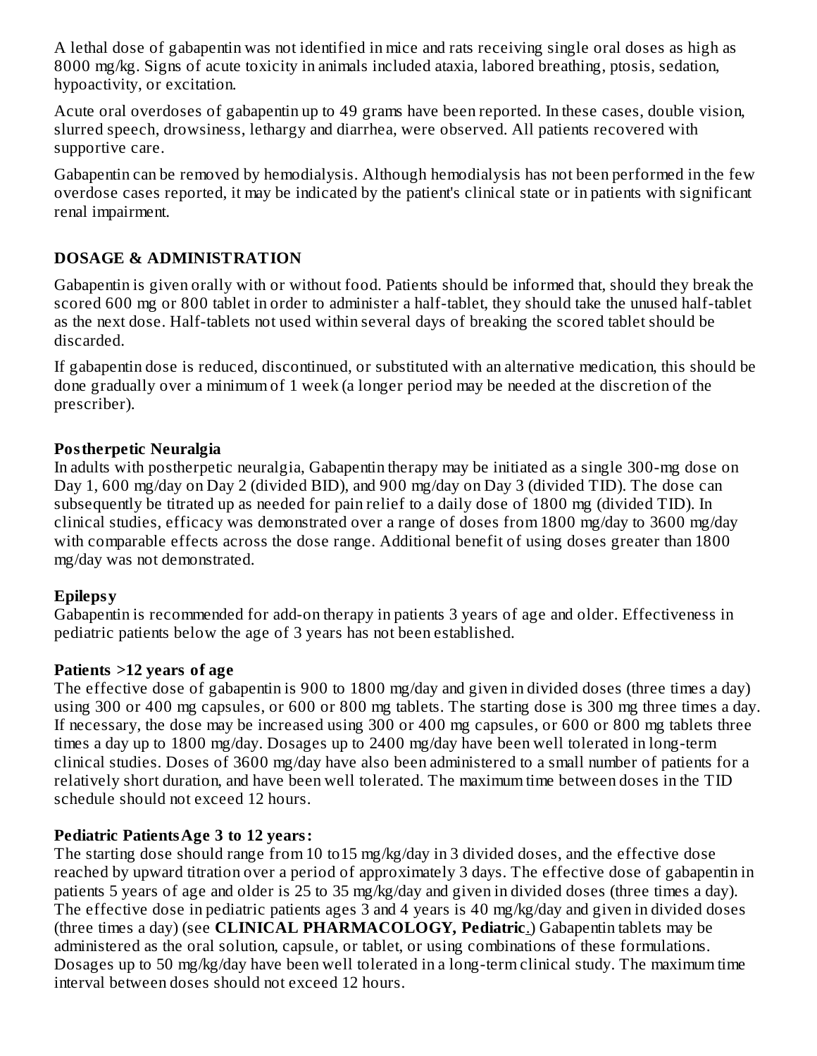A lethal dose of gabapentin was not identified in mice and rats receiving single oral doses as high as 8000 mg/kg. Signs of acute toxicity in animals included ataxia, labored breathing, ptosis, sedation, hypoactivity, or excitation.

Acute oral overdoses of gabapentin up to 49 grams have been reported. In these cases, double vision, slurred speech, drowsiness, lethargy and diarrhea, were observed. All patients recovered with supportive care.

Gabapentin can be removed by hemodialysis. Although hemodialysis has not been performed in the few overdose cases reported, it may be indicated by the patient's clinical state or in patients with significant renal impairment.

## DOSAGE & ADMINISTRATION

Gabapentin is given orally with or without food. Patients should be informed that, should they break the scored 600 mg or 800 tablet in order to administer a half-tablet, they should take the unused half-tablet as the next dose. Half-tablets not used within several days of breaking the scored tablet should be discarded.

If gabapentin dose is reduced, discontinued, or substituted with an alternative medication, this should be done gradually over a minimum of 1 week (a longer period may be needed at the discretion of the prescriber).

**Postherpetic Neuralgia**
In adults with postherpetic neuralgia, Gabapentin therapy may be initiated as a single 300-mg dose on Day 1, 600 mg/day on Day 2 (divided BID), and 900 mg/day on Day 3 (divided TID). The dose can subsequently be titrated up as needed for pain relief to a daily dose of 1800 mg (divided TID). In clinical studies, efficacy was demonstrated over a range of doses from 1800 mg/day to 3600 mg/day with comparable effects across the dose range. Additional benefit of using doses greater than 1800 mg/day was not demonstrated.

**Epilepsy**
Gabapentin is recommended for add-on therapy in patients 3 years of age and older. Effectiveness in pediatric patients below the age of 3 years has not been established.

**Patients >12 years of age**
The effective dose of gabapentin is 900 to 1800 mg/day and given in divided doses (three times a day) using 300 or 400 mg capsules, or 600 or 800 mg tablets. The starting dose is 300 mg three times a day. If necessary, the dose may be increased using 300 or 400 mg capsules, or 600 or 800 mg tablets three times a day up to 1800 mg/day. Dosages up to 2400 mg/day have been well tolerated in long-term clinical studies. Doses of 3600 mg/day have also been administered to a small number of patients for a relatively short duration, and have been well tolerated. The maximum time between doses in the TID schedule should not exceed 12 hours.

**Pediatric Patients Age 3 to 12 years:**
The starting dose should range from 10 to15 mg/kg/day in 3 divided doses, and the effective dose reached by upward titration over a period of approximately 3 days. The effective dose of gabapentin in patients 5 years of age and older is 25 to 35 mg/kg/day and given in divided doses (three times a day). The effective dose in pediatric patients ages 3 and 4 years is 40 mg/kg/day and given in divided doses (three times a day) (see **CLINICAL PHARMACOLOGY, Pediatric**.) Gabapentin tablets may be administered as the oral solution, capsule, or tablet, or using combinations of these formulations. Dosages up to 50 mg/kg/day have been well tolerated in a long-term clinical study. The maximum time interval between doses should not exceed 12 hours.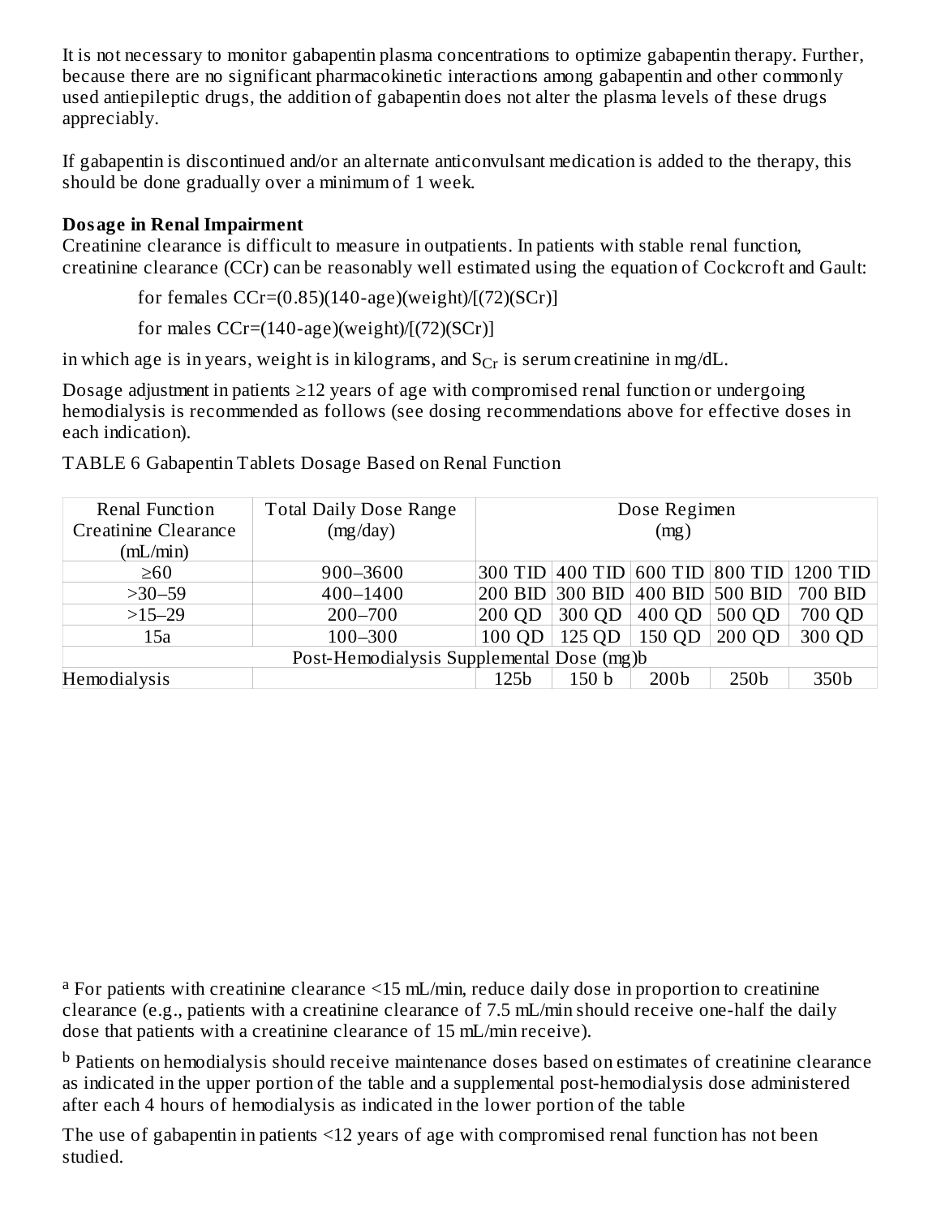It is not necessary to monitor gabapentin plasma concentrations to optimize gabapentin therapy. Further, because there are no significant pharmacokinetic interactions among gabapentin and other commonly used antiepileptic drugs, the addition of gabapentin does not alter the plasma levels of these drugs appreciably.

If gabapentin is discontinued and/or an alternate anticonvulsant medication is added to the therapy, this should be done gradually over a minimum of 1 week.

**Dosage in Renal Impairment**

Creatinine clearance is difficult to measure in outpatients. In patients with stable renal function, creatinine clearance (CCr) can be reasonably well estimated using the equation of Cockcroft and Gault:

for females CCr=(0.85)(140-age)(weight)/[(72)(SCr)]

for males CCr=(140-age)(weight)/[(72)(SCr)]

in which age is in years, weight is in kilograms, and $S_{Cr}$ is serum creatinine in mg/dL.

Dosage adjustment in patients ≥12 years of age with compromised renal function or undergoing hemodialysis is recommended as follows (see dosing recommendations above for effective doses in each indication).

TABLE 6 Gabapentin Tablets Dosage Based on Renal Function

| Renal Function Creatinine Clearance (mL/min) | Total Daily Dose Range (mg/day) | Dose Regimen (mg) | | | | |
|---|---|---|---|---|---|---|
| ≥60 | 900–3600 | 300 TID | 400 TID | 600 TID | 800 TID | 1200 TID |
| >30–59 | 400–1400 | 200 BID | 300 BID | 400 BID | 500 BID | 700 BID |
| >15–29 | 200–700 | 200 QD | 300 QD | 400 QD | 500 QD | 700 QD |
| 15a | 100–300 | 100 QD | 125 QD | 150 QD | 200 QD | 300 QD |
| Post-Hemodialysis Supplemental Dose (mg)b | | | | | | |
| Hemodialysis | | 125b | 150 b | 200b | 250b | 350b |

[a] For patients with creatinine clearance <15 mL/min, reduce daily dose in proportion to creatinine clearance (e.g., patients with a creatinine clearance of 7.5 mL/min should receive one-half the daily dose that patients with a creatinine clearance of 15 mL/min receive).

[b] Patients on hemodialysis should receive maintenance doses based on estimates of creatinine clearance as indicated in the upper portion of the table and a supplemental post-hemodialysis dose administered after each 4 hours of hemodialysis as indicated in the lower portion of the table

The use of gabapentin in patients <12 years of age with compromised renal function has not been studied.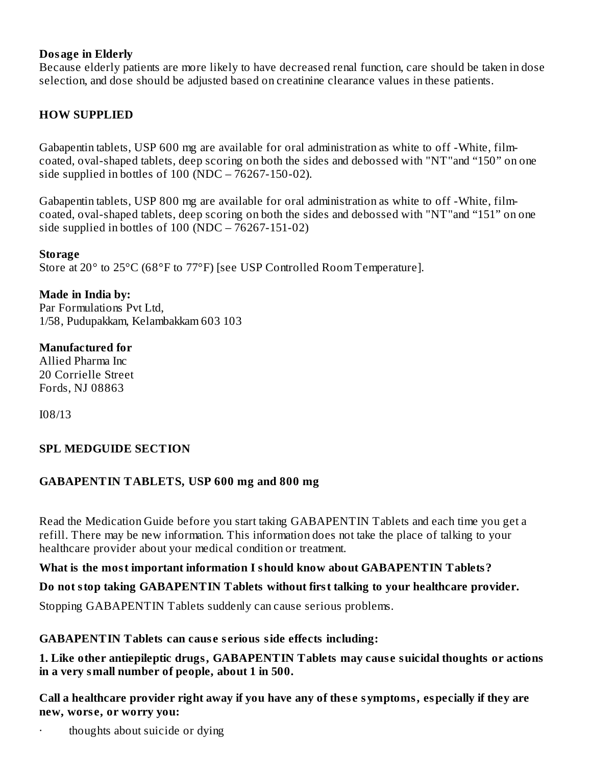**Dosage in Elderly**

Because elderly patients are more likely to have decreased renal function, care should be taken in dose selection, and dose should be adjusted based on creatinine clearance values in these patients.

## HOW SUPPLIED

Gabapentin tablets, USP 600 mg are available for oral administration as white to off -White, film-coated, oval-shaped tablets, deep scoring on both the sides and debossed with "NT"and "150" on one side supplied in bottles of 100 (NDC – 76267-150-02).

Gabapentin tablets, USP 800 mg are available for oral administration as white to off -White, film-coated, oval-shaped tablets, deep scoring on both the sides and debossed with "NT"and "151" on one side supplied in bottles of 100 (NDC – 76267-151-02)

**Storage**

Store at 20° to 25°C (68°F to 77°F) [see USP Controlled Room Temperature].

**Made in India by:**

Par Formulations Pvt Ltd,
1/58, Pudupakkam, Kelambakkam 603 103

**Manufactured for**

Allied Pharma Inc
20 Corrielle Street
Fords, NJ 08863

I08/13

## SPL MEDGUIDE SECTION

**GABAPENTIN TABLETS, USP 600 mg and 800 mg**

Read the Medication Guide before you start taking GABAPENTIN Tablets and each time you get a refill. There may be new information. This information does not take the place of talking to your healthcare provider about your medical condition or treatment.

**What is the most important information I should know about GABAPENTIN Tablets?**

**Do not stop taking GABAPENTIN Tablets without first talking to your healthcare provider.**

Stopping GABAPENTIN Tablets suddenly can cause serious problems.

**GABAPENTIN Tablets can cause serious side effects including:**

**1. Like other antiepileptic drugs, GABAPENTIN Tablets may cause suicidal thoughts or actions in a very small number of people, about 1 in 500.**

**Call a healthcare provider right away if you have any of these symptoms, especially if they are new, worse, or worry you:**

- thoughts about suicide or dying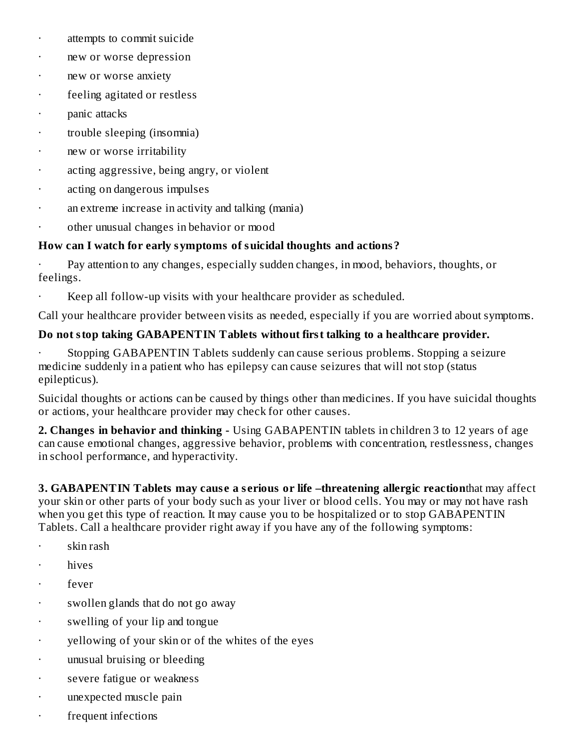- attempts to commit suicide
- new or worse depression
- new or worse anxiety
- feeling agitated or restless
- panic attacks
- trouble sleeping (insomnia)
- new or worse irritability
- acting aggressive, being angry, or violent
- acting on dangerous impulses
- an extreme increase in activity and talking (mania)
- other unusual changes in behavior or mood

**How can I watch for early symptoms of suicidal thoughts and actions?**

- Pay attention to any changes, especially sudden changes, in mood, behaviors, thoughts, or feelings.
- Keep all follow-up visits with your healthcare provider as scheduled.

Call your healthcare provider between visits as needed, especially if you are worried about symptoms.

**Do not stop taking GABAPENTIN Tablets without first talking to a healthcare provider.**

- Stopping GABAPENTIN Tablets suddenly can cause serious problems. Stopping a seizure medicine suddenly in a patient who has epilepsy can cause seizures that will not stop (status epilepticus).

Suicidal thoughts or actions can be caused by things other than medicines. If you have suicidal thoughts or actions, your healthcare provider may check for other causes.

**2. Changes in behavior and thinking -** Using GABAPENTIN tablets in children 3 to 12 years of age can cause emotional changes, aggressive behavior, problems with concentration, restlessness, changes in school performance, and hyperactivity.

**3. GABAPENTIN Tablets may cause a serious or life –threatening allergic reaction** that may affect your skin or other parts of your body such as your liver or blood cells. You may or may not have rash when you get this type of reaction. It may cause you to be hospitalized or to stop GABAPENTIN Tablets. Call a healthcare provider right away if you have any of the following symptoms:

- skin rash
- hives
- fever
- swollen glands that do not go away
- swelling of your lip and tongue
- yellowing of your skin or of the whites of the eyes
- unusual bruising or bleeding
- severe fatigue or weakness
- unexpected muscle pain
- frequent infections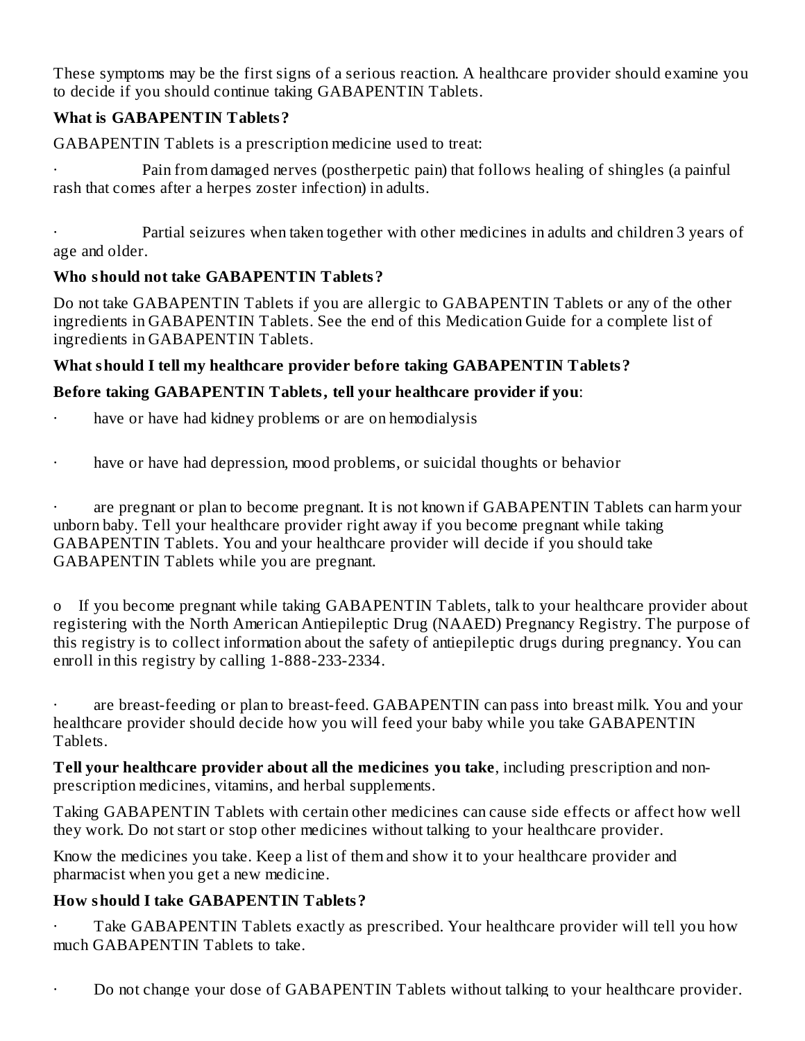These symptoms may be the first signs of a serious reaction. A healthcare provider should examine you to decide if you should continue taking GABAPENTIN Tablets.

**What is GABAPENTIN Tablets?**

GABAPENTIN Tablets is a prescription medicine used to treat:

- Pain from damaged nerves (postherpetic pain) that follows healing of shingles (a painful rash that comes after a herpes zoster infection) in adults.
- Partial seizures when taken together with other medicines in adults and children 3 years of age and older.

**Who should not take GABAPENTIN Tablets?**

Do not take GABAPENTIN Tablets if you are allergic to GABAPENTIN Tablets or any of the other ingredients in GABAPENTIN Tablets. See the end of this Medication Guide for a complete list of ingredients in GABAPENTIN Tablets.

**What should I tell my healthcare provider before taking GABAPENTIN Tablets?**

**Before taking GABAPENTIN Tablets, tell your healthcare provider if you**:

- have or have had kidney problems or are on hemodialysis
- have or have had depression, mood problems, or suicidal thoughts or behavior
- are pregnant or plan to become pregnant. It is not known if GABAPENTIN Tablets can harm your unborn baby. Tell your healthcare provider right away if you become pregnant while taking GABAPENTIN Tablets. You and your healthcare provider will decide if you should take GABAPENTIN Tablets while you are pregnant.
    - If you become pregnant while taking GABAPENTIN Tablets, talk to your healthcare provider about registering with the North American Antiepileptic Drug (NAAED) Pregnancy Registry. The purpose of this registry is to collect information about the safety of antiepileptic drugs during pregnancy. You can enroll in this registry by calling 1-888-233-2334.
- are breast-feeding or plan to breast-feed. GABAPENTIN can pass into breast milk. You and your healthcare provider should decide how you will feed your baby while you take GABAPENTIN Tablets.

**Tell your healthcare provider about all the medicines you take**, including prescription and non-prescription medicines, vitamins, and herbal supplements.

Taking GABAPENTIN Tablets with certain other medicines can cause side effects or affect how well they work. Do not start or stop other medicines without talking to your healthcare provider.

Know the medicines you take. Keep a list of them and show it to your healthcare provider and pharmacist when you get a new medicine.

**How should I take GABAPENTIN Tablets?**

- Take GABAPENTIN Tablets exactly as prescribed. Your healthcare provider will tell you how much GABAPENTIN Tablets to take.
- Do not change your dose of GABAPENTIN Tablets without talking to your healthcare provider.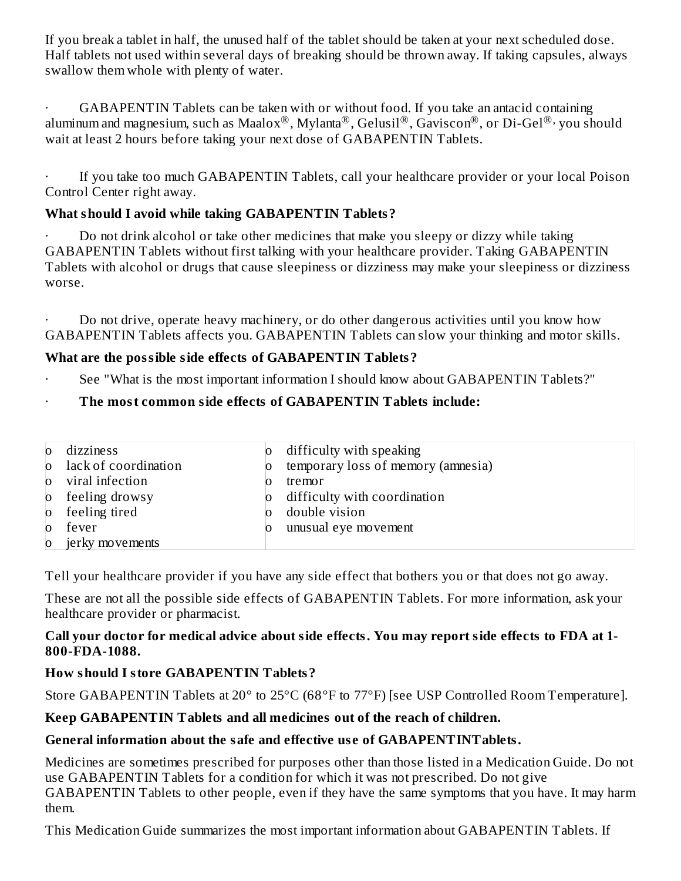If you break a tablet in half, the unused half of the tablet should be taken at your next scheduled dose. Half tablets not used within several days of breaking should be thrown away. If taking capsules, always swallow them whole with plenty of water.

- GABAPENTIN Tablets can be taken with or without food. If you take an antacid containing aluminum and magnesium, such as Maalox®, Mylanta®, Gelusil®, Gaviscon®, or Di-Gel®, you should wait at least 2 hours before taking your next dose of GABAPENTIN Tablets.

- If you take too much GABAPENTIN Tablets, call your healthcare provider or your local Poison Control Center right away.

**What should I avoid while taking GABAPENTIN Tablets?**

- Do not drink alcohol or take other medicines that make you sleepy or dizzy while taking GABAPENTIN Tablets without first talking with your healthcare provider. Taking GABAPENTIN Tablets with alcohol or drugs that cause sleepiness or dizziness may make your sleepiness or dizziness worse.

- Do not drive, operate heavy machinery, or do other dangerous activities until you know how GABAPENTIN Tablets affects you. GABAPENTIN Tablets can slow your thinking and motor skills.

**What are the possible side effects of GABAPENTIN Tablets?**

- See "What is the most important information I should know about GABAPENTIN Tablets?"
- **The most common side effects of GABAPENTIN Tablets include:**

| | |
|---|---|
| o dizziness | o difficulty with speaking |
| o lack of coordination | o temporary loss of memory (amnesia) |
| o viral infection | o tremor |
| o feeling drowsy | o difficulty with coordination |
| o feeling tired | o double vision |
| o fever | o unusual eye movement |
| o jerky movements | |

Tell your healthcare provider if you have any side effect that bothers you or that does not go away.

These are not all the possible side effects of GABAPENTIN Tablets. For more information, ask your healthcare provider or pharmacist.

**Call your doctor for medical advice about side effects. You may report side effects to FDA at 1-800-FDA-1088.**

**How should I store GABAPENTIN Tablets?**

Store GABAPENTIN Tablets at 20° to 25°C (68°F to 77°F) [see USP Controlled Room Temperature].

**Keep GABAPENTIN Tablets and all medicines out of the reach of children.**

**General information about the safe and effective use of GABAPENTINTablets.**

Medicines are sometimes prescribed for purposes other than those listed in a Medication Guide. Do not use GABAPENTIN Tablets for a condition for which it was not prescribed. Do not give GABAPENTIN Tablets to other people, even if they have the same symptoms that you have. It may harm them.

This Medication Guide summarizes the most important information about GABAPENTIN Tablets. If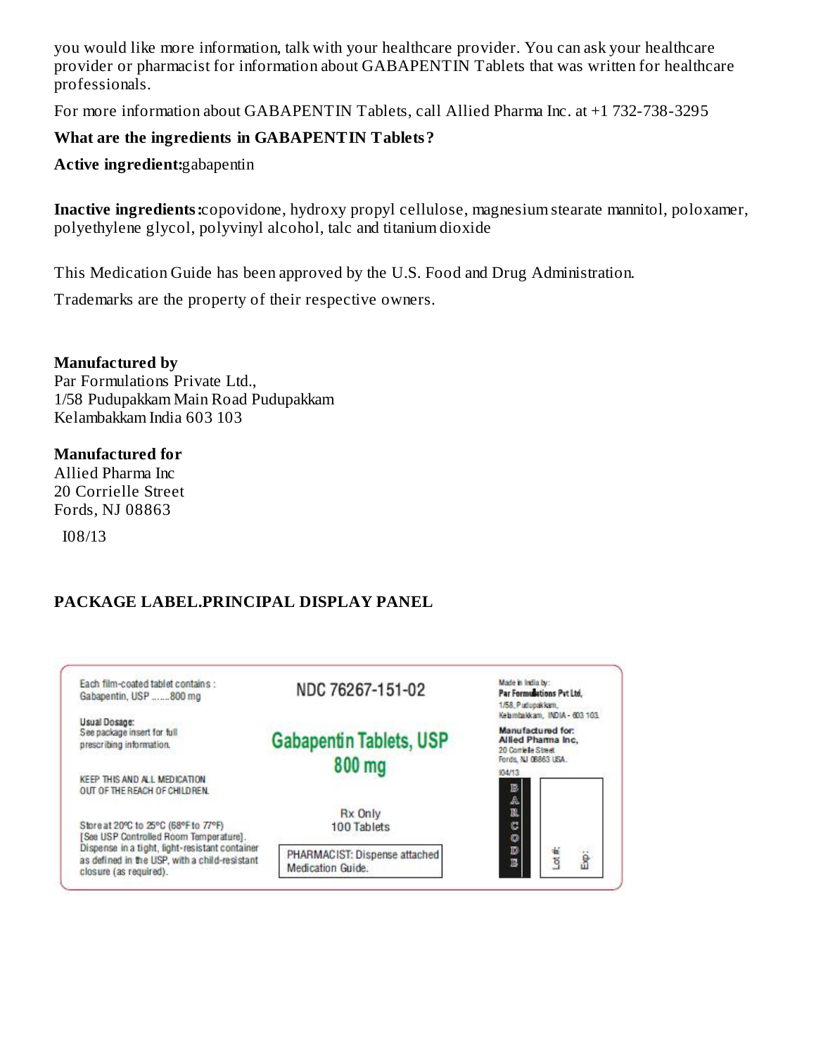you would like more information, talk with your healthcare provider. You can ask your healthcare provider or pharmacist for information about GABAPENTIN Tablets that was written for healthcare professionals.

For more information about GABAPENTIN Tablets, call Allied Pharma Inc. at +1 732-738-3295

**What are the ingredients in GABAPENTIN Tablets?**

**Active ingredient:**gabapentin

**Inactive ingredients:**copovidone, hydroxy propyl cellulose, magnesium stearate mannitol, poloxamer, polyethylene glycol, polyvinyl alcohol, talc and titanium dioxide

This Medication Guide has been approved by the U.S. Food and Drug Administration.

Trademarks are the property of their respective owners.

**Manufactured by**
Par Formulations Private Ltd.,
1/58 Pudupakkam Main Road Pudupakkam
Kelambakkam India 603 103

**Manufactured for**
Allied Pharma Inc
20 Corrielle Street
Fords, NJ 08863

I08/13

## PACKAGE LABEL.PRINCIPAL DISPLAY PANEL

Each film-coated tablet contains :
Gabapentin, USP ......800 mg

Usual Dosage:
See package insert for full prescribing information.

KEEP THIS AND ALL MEDICATION OUT OF THE REACH OF CHILDREN.

Store at 20°C to 25°C (68°F to 77°F)
[See USP Controlled Room Temperature].
Dispense in a tight, light-resistant container as defined in the USP, with a child-resistant closure (as required).

NDC 76267-151-02

Gabapentin Tablets, USP
800 mg

Rx Only
100 Tablets

PHARMACIST: Dispense attached Medication Guide.

Made in India by:
Par Formulations Pvt Ltd,
1/58, Pudupakkam,
Kelambakkam, INDIA - 603 103

Manufactured for:
Allied Pharma Inc,
20 Corrielle Street
Fords, NJ 08863 USA.

I04/13

BARCODE

Lot #:
Exp: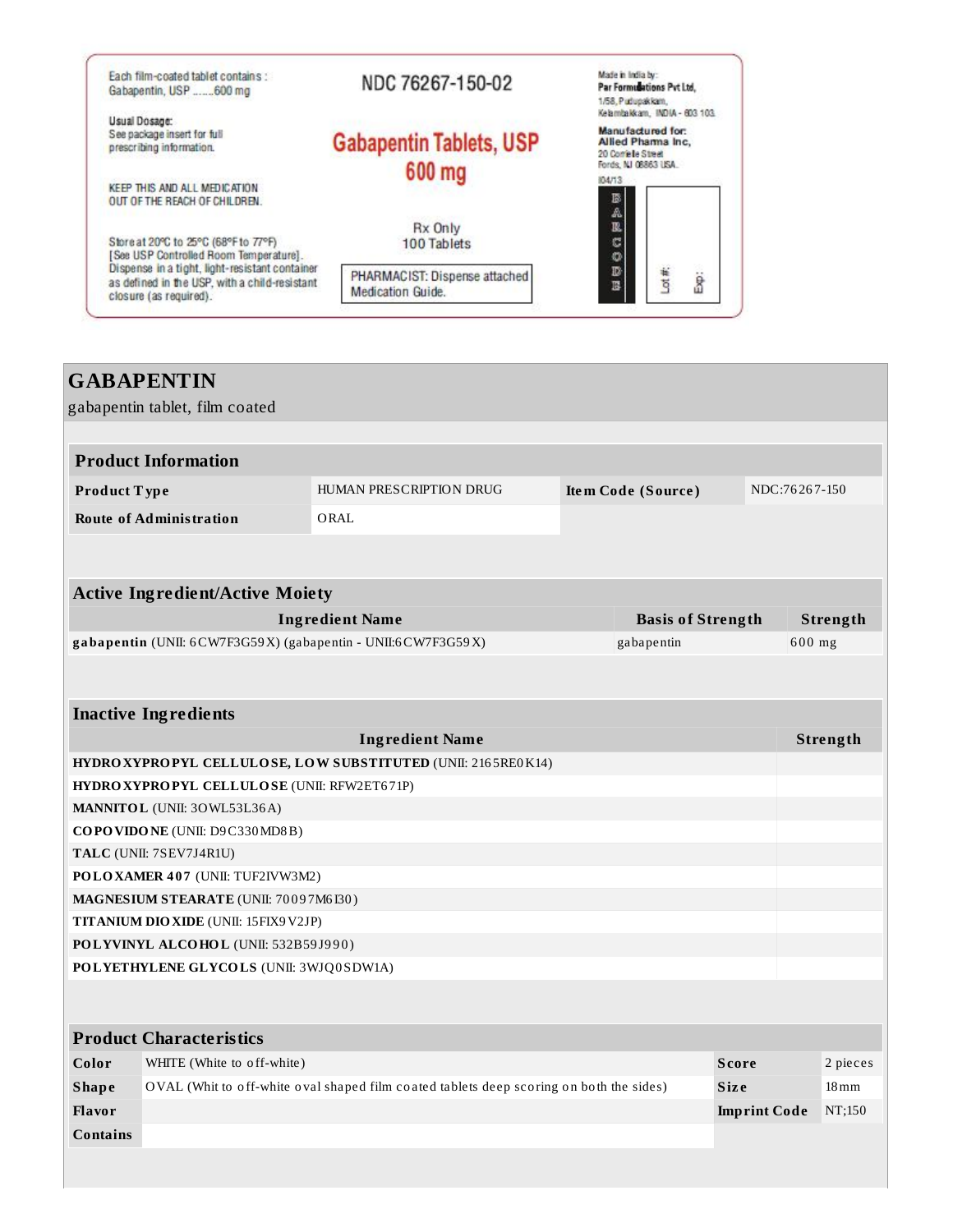Each film-coated tablet contains :
Gabapentin, USP ......600 mg

Usual Dosage:
See package insert for full prescribing information.

KEEP THIS AND ALL MEDICATION OUT OF THE REACH OF CHILDREN.

Store at 20ºC to 25ºC (68ºF to 77ºF)
[See USP Controlled Room Temperature].
Dispense in a tight, light-resistant container as defined in the USP, with a child-resistant closure (as required).

NDC 76267-150-02

**Gabapentin Tablets, USP**
**600 mg**

Rx Only
100 Tablets

PHARMACIST: Dispense attached Medication Guide.

Made in India by:
**Par Formulations Pvt Ltd,**
1/58, Pudupakkam,
Kelambakkam, INDIA - 603 103.

**Manufactured for:**
**Allied Pharma Inc,**
20 Corrielle Street
Fords, NJ 08863 USA.

I04/13

BARCODE

Lot #:

Exp:

# GABAPENTIN

gabapentin tablet, film coated

| **Product Information** | | | |
|---|---|---|---|
| **Product Type** | HUMAN PRESCRIPTION DRUG | **Item Code (Source)** | NDC:76267-150 |
| **Route of Administration** | ORAL | | |

| **Active Ingredient/Active Moiety** | | |
|---|---|---|
| **Ingredient Name** | **Basis of Strength** | **Strength** |
| **gabapentin** (UNII: 6CW7F3G59X) (gabapentin - UNII:6CW7F3G59X) | gabapentin | 600 mg |

| **Inactive Ingredients** | |
|---|---|
| **Ingredient Name** | **Strength** |
| **HYDROXYPROPYL CELLULOSE, LOW SUBSTITUTED** (UNII: 2165RE0K14) | |
| **HYDROXYPROPYL CELLULOSE** (UNII: RFW2ET671P) | |
| **MANNITOL** (UNII: 3OWL53L36A) | |
| **COPOVIDONE** (UNII: D9C330MD8B) | |
| **TALC** (UNII: 7SEV7J4R1U) | |
| **POLOXAMER 407** (UNII: TUF2IVW3M2) | |
| **MAGNESIUM STEARATE** (UNII: 70097M6I30) | |
| **TITANIUM DIOXIDE** (UNII: 15FIX9V2JP) | |
| **POLYVINYL ALCOHOL** (UNII: 532B59J990) | |
| **POLYETHYLENE GLYCOLS** (UNII: 3WJQ0SDW1A) | |

| **Product Characteristics** | | | |
|---|---|---|---|
| **Color** | WHITE (White to off-white) | **Score** | 2 pieces |
| **Shape** | OVAL (Whit to off-white oval shaped film coated tablets deep scoring on both the sides) | **Size** | 18mm |
| **Flavor** | | **Imprint Code** | NT;150 |
| **Contains** | | | |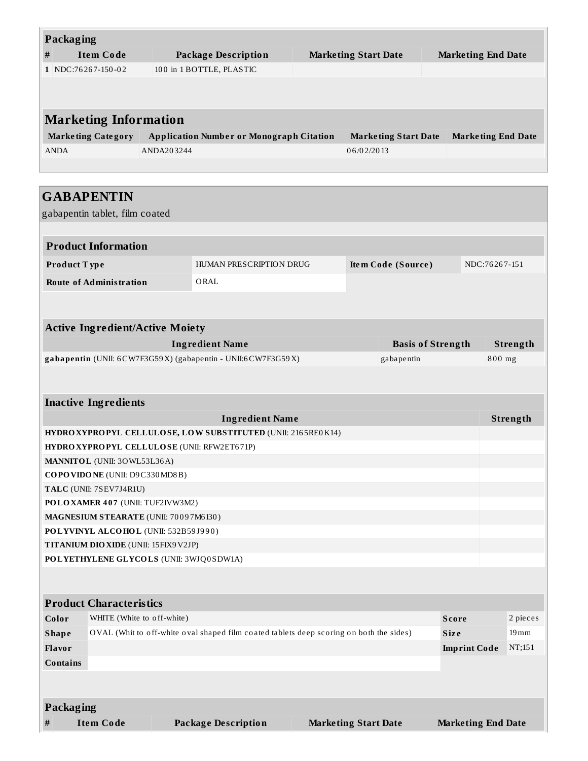| Packaging | | | | |
|---|---|---|---|---|
| # | Item Code | Package Description | Marketing Start Date | Marketing End Date |
| 1 | NDC:76267-150-02 | 100 in 1 BOTTLE, PLASTIC | | |

| Marketing Information | | | |
|---|---|---|---|
| Marketing Category | Application Number or Monograph Citation | Marketing Start Date | Marketing End Date |
| ANDA | ANDA203244 | 06/02/2013 | |

# GABAPENTIN

gabapentin tablet, film coated

| Product Information | | | |
|---|---|---|---|
| **Product Type** | HUMAN PRESCRIPTION DRUG | **Item Code (Source)** | NDC:76267-151 |
| **Route of Administration** | ORAL | | |

| Active Ingredient/Active Moiety | | |
|---|---|---|
| Ingredient Name | Basis of Strength | Strength |
| **gabapentin** (UNII: 6CW7F3G59X) (gabapentin - UNII:6CW7F3G59X) | gabapentin | 800 mg |

| Inactive Ingredients | |
|---|---|
| Ingredient Name | Strength |
| **HYDROXYPROPYL CELLULOSE, LOW SUBSTITUTED** (UNII: 2165RE0K14) | |
| **HYDROXYPROPYL CELLULOSE** (UNII: RFW2ET671P) | |
| **MANNITOL** (UNII: 3OWL53L36A) | |
| **COPOVIDONE** (UNII: D9C330MD8B) | |
| **TALC** (UNII: 7SEV7J4R1U) | |
| **POLOXAMER 407** (UNII: TUF2IVW3M2) | |
| **MAGNESIUM STEARATE** (UNII: 70097M6I30) | |
| **POLYVINYL ALCOHOL** (UNII: 532B59J990) | |
| **TITANIUM DIOXIDE** (UNII: 15FIX9V2JP) | |
| **POLYETHYLENE GLYCOLS** (UNII: 3WJQ0SDW1A) | |

| Product Characteristics | | | |
|---|---|---|---|
| **Color** | WHITE (White to off-white) | **Score** | 2 pieces |
| **Shape** | OVAL (Whit to off-white oval shaped film coated tablets deep scoring on both the sides) | **Size** | 19mm |
| **Flavor** | | **Imprint Code** | NT;151 |
| **Contains** | | | |

| Packaging | | | | |
|---|---|---|---|---|
| # | Item Code | Package Description | Marketing Start Date | Marketing End Date |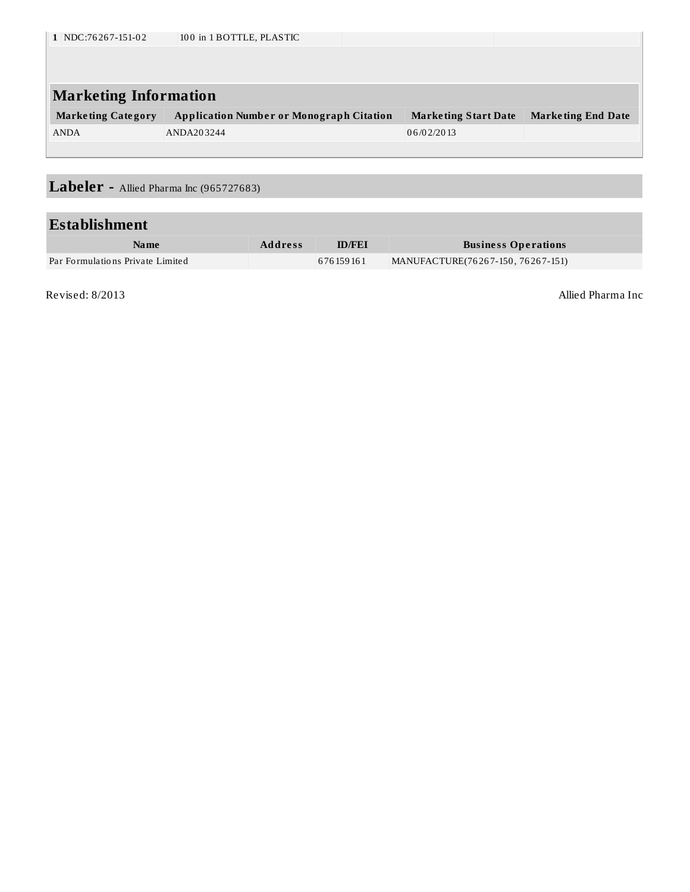| | | | | |
|---|---|---|---|---|
| 1 | NDC:76267-151-02 | 100 in 1 BOTTLE, PLASTIC | | |

## Marketing Information

| Marketing Category | Application Number or Monograph Citation | Marketing Start Date | Marketing End Date |
|---|---|---|---|
| ANDA | ANDA203244 | 06/02/2013 | |

## Labeler - Allied Pharma Inc (965727683)

## Establishment

| Name | Address | ID/FEI | Business Operations |
|---|---|---|---|
| Par Formulations Private Limited | | 676159161 | MANUFACTURE(76267-150, 76267-151) |

Revised: 8/2013

Allied Pharma Inc